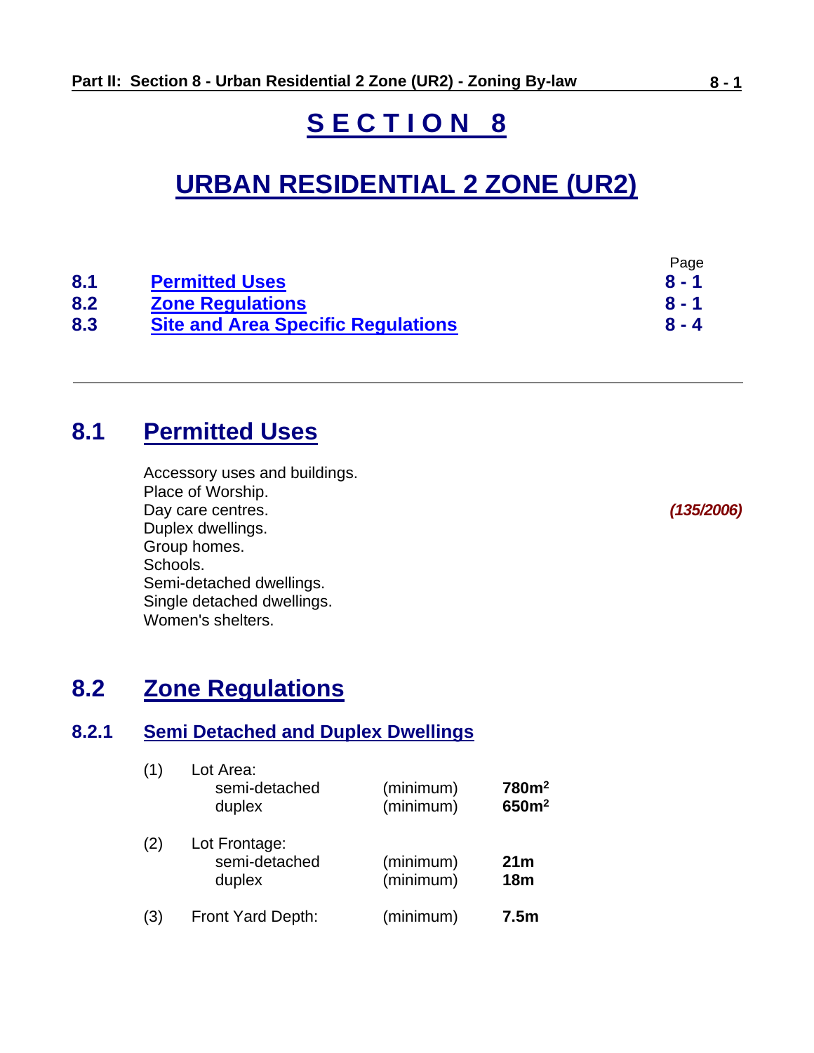# SECTION 8

# URBAN RESIDENTIAL 2 ZONE (UR2)

| | | Page |
|---|---|---|
| **8.1** | **Permitted Uses** | **8 - 1** |
| **8.2** | **Zone Regulations** | **8 - 1** |
| **8.3** | **Site and Area Specific Regulations** | **8 - 4** |

---

## 8.1 Permitted Uses

Accessory uses and buildings.
Place of Worship.
Day care centres. *(135/2006)*
Duplex dwellings.
Group homes.
Schools.
Semi-detached dwellings.
Single detached dwellings.
Women's shelters.

## 8.2 Zone Regulations

### 8.2.1 Semi Detached and Duplex Dwellings

| | | | |
|---|---|---|---|
| (1) | Lot Area: | | |
| | semi-detached | (minimum) | **780m²** |
| | duplex | (minimum) | **650m²** |
| (2) | Lot Frontage: | | |
| | semi-detached | (minimum) | **21m** |
| | duplex | (minimum) | **18m** |
| (3) | Front Yard Depth: | (minimum) | **7.5m** |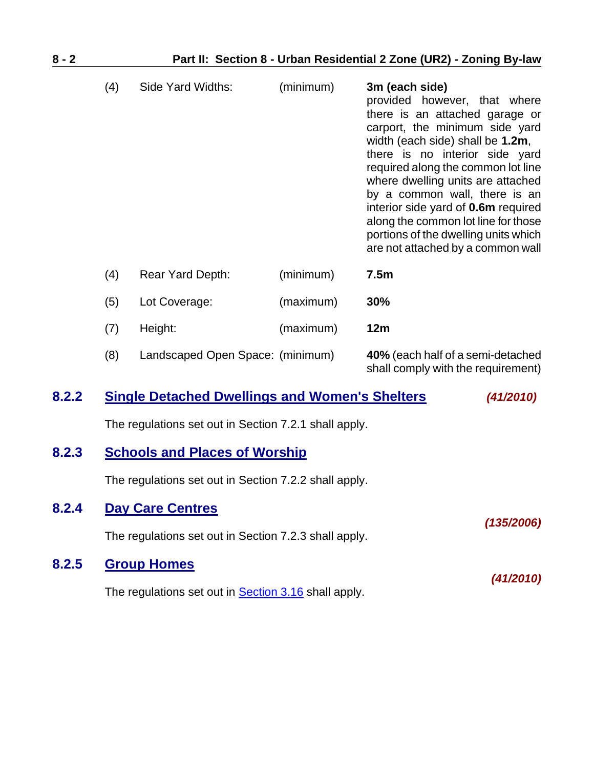| | | | |
|---|---|---|---|
| (4) | Side Yard Widths: | (minimum) | **3m (each side)** provided however, that where there is an attached garage or carport, the minimum side yard width (each side) shall be **1.2m**, there is no interior side yard required along the common lot line where dwelling units are attached by a common wall, there is an interior side yard of **0.6m** required along the common lot line for those portions of the dwelling units which are not attached by a common wall |
| (4) | Rear Yard Depth: | (minimum) | **7.5m** |
| (5) | Lot Coverage: | (maximum) | **30%** |
| (7) | Height: | (maximum) | **12m** |
| (8) | Landscaped Open Space: | (minimum) | **40%** (each half of a semi-detached shall comply with the requirement) |

## 8.2.2 Single Detached Dwellings and Women's Shelters *(41/2010)*

The regulations set out in Section 7.2.1 shall apply.

## 8.2.3 Schools and Places of Worship

The regulations set out in Section 7.2.2 shall apply.

## 8.2.4 Day Care Centres

*(135/2006)*

The regulations set out in Section 7.2.3 shall apply.

## 8.2.5 Group Homes

*(41/2010)*

The regulations set out in Section 3.16 shall apply.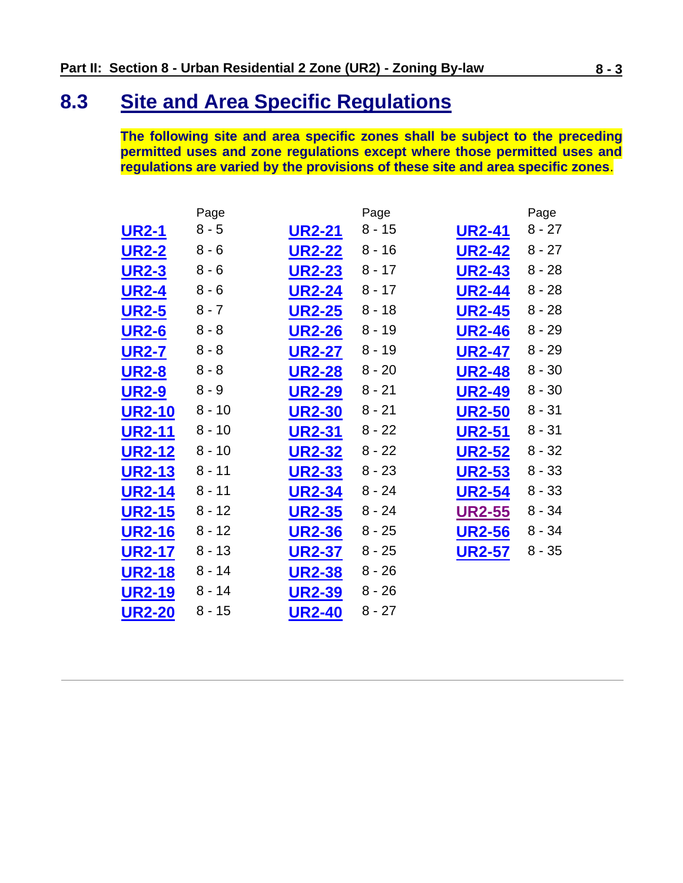## 8.3 Site and Area Specific Regulations

**The following site and area specific zones shall be subject to the preceding permitted uses and zone regulations except where those permitted uses and regulations are varied by the provisions of these site and area specific zones.**

| | Page | | Page | | Page |
|---|---|---|---|---|---|
| **UR2-1** | 8 - 5 | **UR2-21** | 8 - 15 | **UR2-41** | 8 - 27 |
| **UR2-2** | 8 - 6 | **UR2-22** | 8 - 16 | **UR2-42** | 8 - 27 |
| **UR2-3** | 8 - 6 | **UR2-23** | 8 - 17 | **UR2-43** | 8 - 28 |
| **UR2-4** | 8 - 6 | **UR2-24** | 8 - 17 | **UR2-44** | 8 - 28 |
| **UR2-5** | 8 - 7 | **UR2-25** | 8 - 18 | **UR2-45** | 8 - 28 |
| **UR2-6** | 8 - 8 | **UR2-26** | 8 - 19 | **UR2-46** | 8 - 29 |
| **UR2-7** | 8 - 8 | **UR2-27** | 8 - 19 | **UR2-47** | 8 - 29 |
| **UR2-8** | 8 - 8 | **UR2-28** | 8 - 20 | **UR2-48** | 8 - 30 |
| **UR2-9** | 8 - 9 | **UR2-29** | 8 - 21 | **UR2-49** | 8 - 30 |
| **UR2-10** | 8 - 10 | **UR2-30** | 8 - 21 | **UR2-50** | 8 - 31 |
| **UR2-11** | 8 - 10 | **UR2-31** | 8 - 22 | **UR2-51** | 8 - 31 |
| **UR2-12** | 8 - 10 | **UR2-32** | 8 - 22 | **UR2-52** | 8 - 32 |
| **UR2-13** | 8 - 11 | **UR2-33** | 8 - 23 | **UR2-53** | 8 - 33 |
| **UR2-14** | 8 - 11 | **UR2-34** | 8 - 24 | **UR2-54** | 8 - 33 |
| **UR2-15** | 8 - 12 | **UR2-35** | 8 - 24 | **UR2-55** | 8 - 34 |
| **UR2-16** | 8 - 12 | **UR2-36** | 8 - 25 | **UR2-56** | 8 - 34 |
| **UR2-17** | 8 - 13 | **UR2-37** | 8 - 25 | **UR2-57** | 8 - 35 |
| **UR2-18** | 8 - 14 | **UR2-38** | 8 - 26 | | |
| **UR2-19** | 8 - 14 | **UR2-39** | 8 - 26 | | |
| **UR2-20** | 8 - 15 | **UR2-40** | 8 - 27 | | |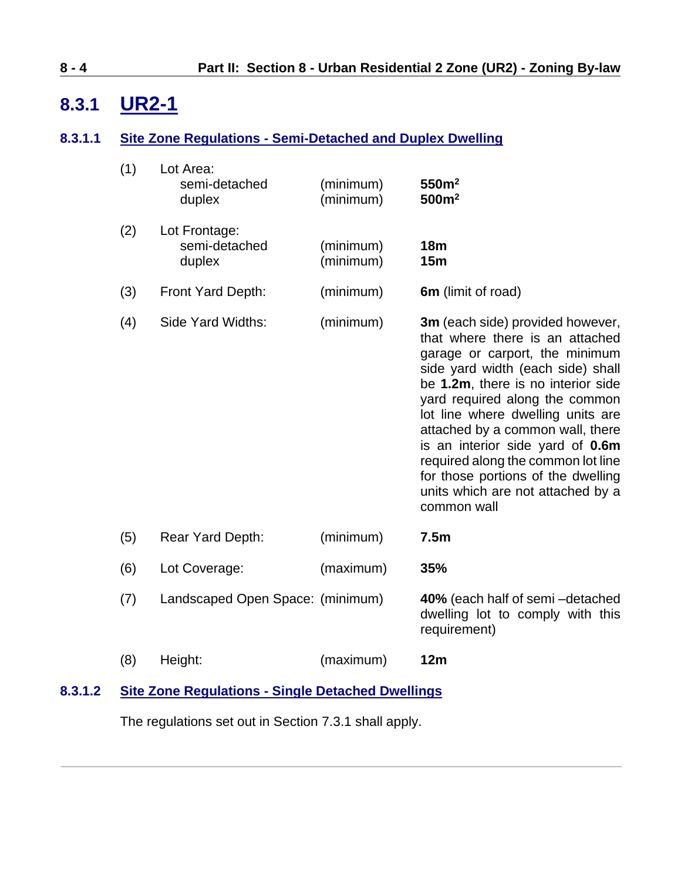## 8.3.1 UR2-1

### 8.3.1.1 Site Zone Regulations - Semi-Detached and Duplex Dwelling

| | | | |
|---|---|---|---|
| (1) | Lot Area:<br>semi-detached<br>duplex | (minimum)<br>(minimum) | **550m²**<br>**500m²** |
| (2) | Lot Frontage:<br>semi-detached<br>duplex | (minimum)<br>(minimum) | **18m**<br>**15m** |
| (3) | Front Yard Depth: | (minimum) | **6m** (limit of road) |
| (4) | Side Yard Widths: | (minimum) | **3m** (each side) provided however, that where there is an attached garage or carport, the minimum side yard width (each side) shall be **1.2m**, there is no interior side yard required along the common lot line where dwelling units are attached by a common wall, there is an interior side yard of **0.6m** required along the common lot line for those portions of the dwelling units which are not attached by a common wall |
| (5) | Rear Yard Depth: | (minimum) | **7.5m** |
| (6) | Lot Coverage: | (maximum) | **35%** |
| (7) | Landscaped Open Space: | (minimum) | **40%** (each half of semi –detached dwelling lot to comply with this requirement) |
| (8) | Height: | (maximum) | **12m** |

### 8.3.1.2 Site Zone Regulations - Single Detached Dwellings

The regulations set out in Section 7.3.1 shall apply.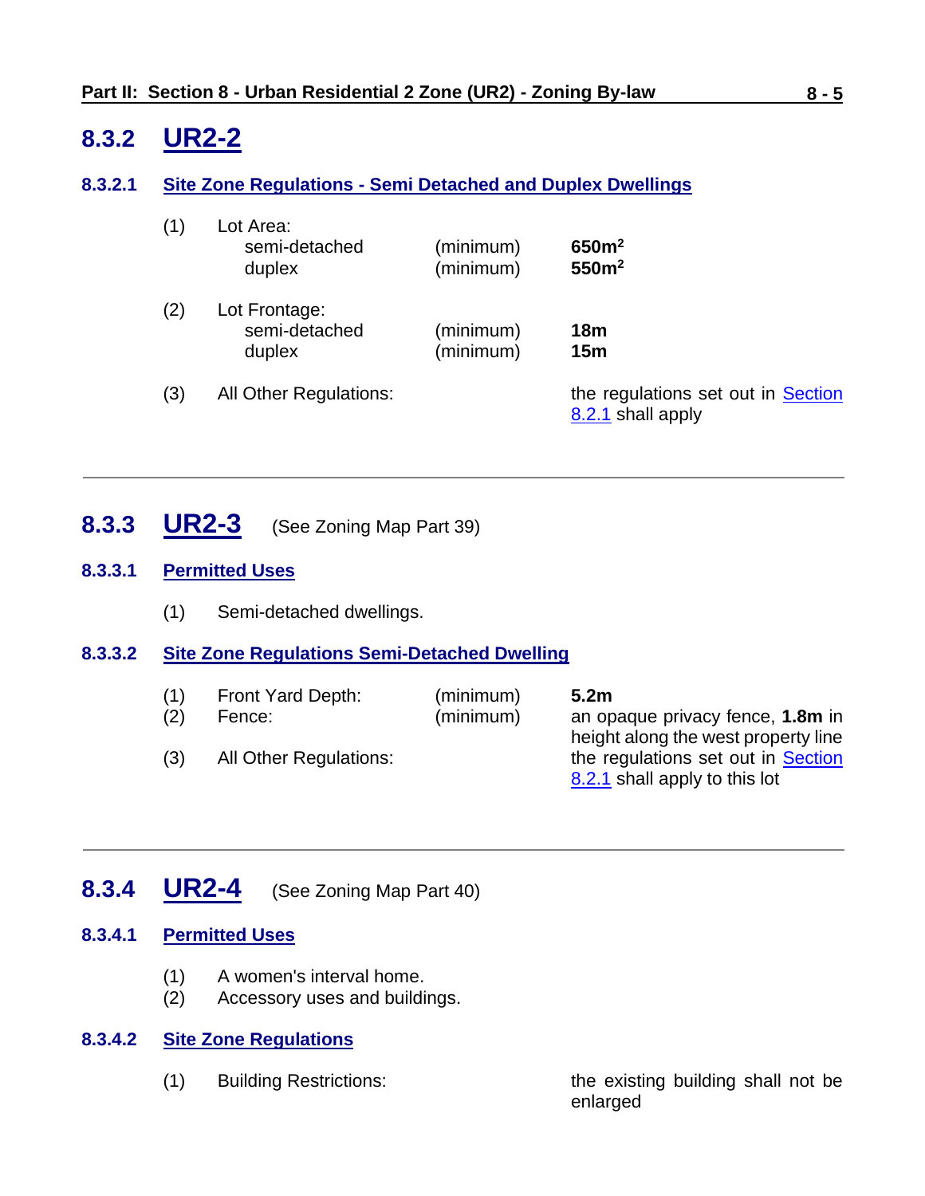## 8.3.2 UR2-2

### 8.3.2.1 Site Zone Regulations - Semi Detached and Duplex Dwellings

| | | | |
|---|---|---|---|
| (1) | Lot Area: | | |
| | semi-detached | (minimum) | **650m$^2$** |
| | duplex | (minimum) | **550m$^2$** |
| (2) | Lot Frontage: | | |
| | semi-detached | (minimum) | **18m** |
| | duplex | (minimum) | **15m** |
| (3) | All Other Regulations: | | the regulations set out in Section 8.2.1 shall apply |

---

## 8.3.3 UR2-3 (See Zoning Map Part 39)

### 8.3.3.1 Permitted Uses

(1) Semi-detached dwellings.

### 8.3.3.2 Site Zone Regulations Semi-Detached Dwelling

| | | | |
|---|---|---|---|
| (1) | Front Yard Depth: | (minimum) | **5.2m** |
| (2) | Fence: | (minimum) | an opaque privacy fence, **1.8m** in height along the west property line |
| (3) | All Other Regulations: | | the regulations set out in Section 8.2.1 shall apply to this lot |

---

## 8.3.4 UR2-4 (See Zoning Map Part 40)

### 8.3.4.1 Permitted Uses

(1) A women's interval home.
(2) Accessory uses and buildings.

### 8.3.4.2 Site Zone Regulations

| | | |
|---|---|---|
| (1) | Building Restrictions: | the existing building shall not be enlarged |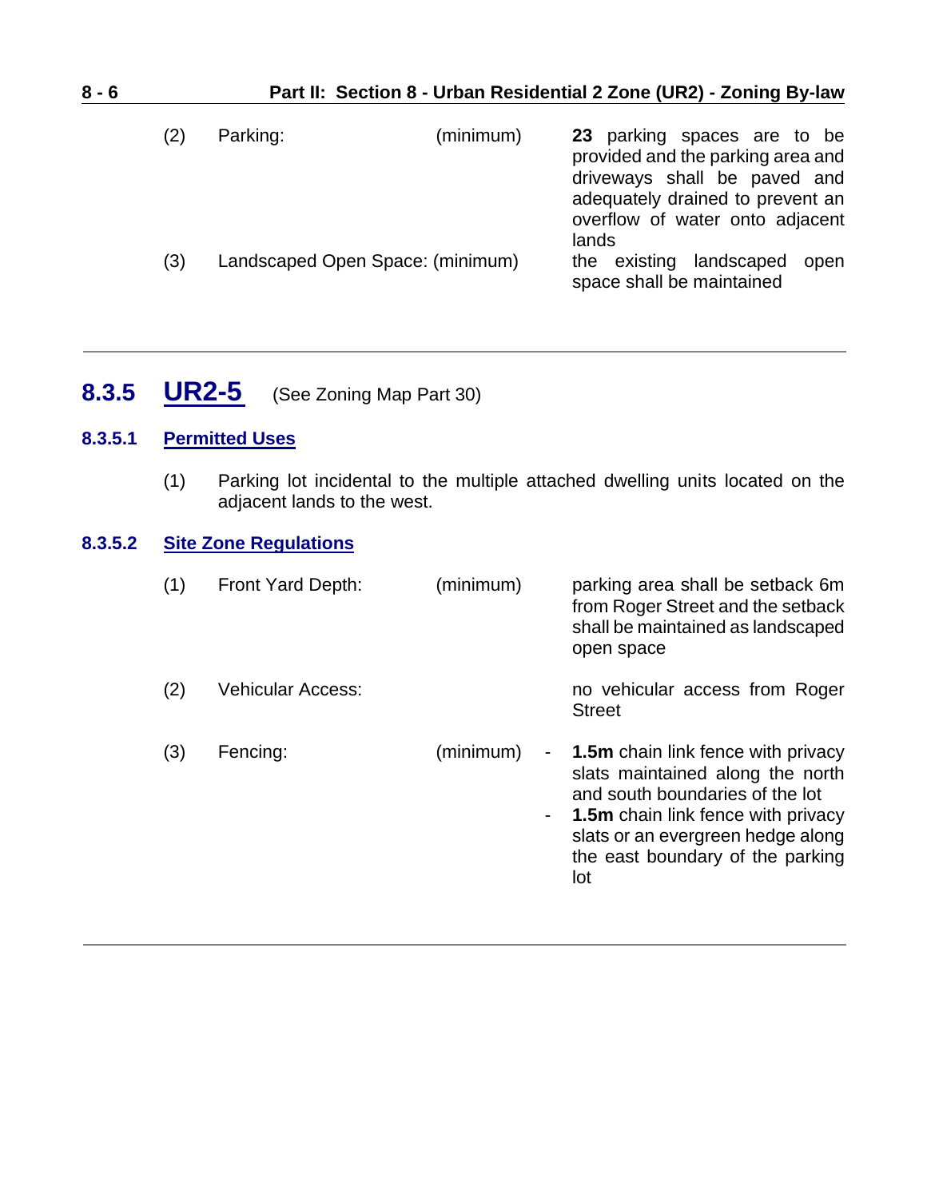| | | | |
|---|---|---|---|
| (2) | Parking: | (minimum) | **23** parking spaces are to be provided and the parking area and driveways shall be paved and adequately drained to prevent an overflow of water onto adjacent lands |
| (3) | Landscaped Open Space: | (minimum) | the existing landscaped open space shall be maintained |

---

## 8.3.5 UR2-5 (See Zoning Map Part 30)

### 8.3.5.1 Permitted Uses

(1) Parking lot incidental to the multiple attached dwelling units located on the adjacent lands to the west.

### 8.3.5.2 Site Zone Regulations

| | | | |
|---|---|---|---|
| (1) | Front Yard Depth: | (minimum) | parking area shall be setback 6m from Roger Street and the setback shall be maintained as landscaped open space |
| (2) | Vehicular Access: | | no vehicular access from Roger Street |
| (3) | Fencing: | (minimum) | - **1.5m** chain link fence with privacy slats maintained along the north and south boundaries of the lot<br>- **1.5m** chain link fence with privacy slats or an evergreen hedge along the east boundary of the parking lot |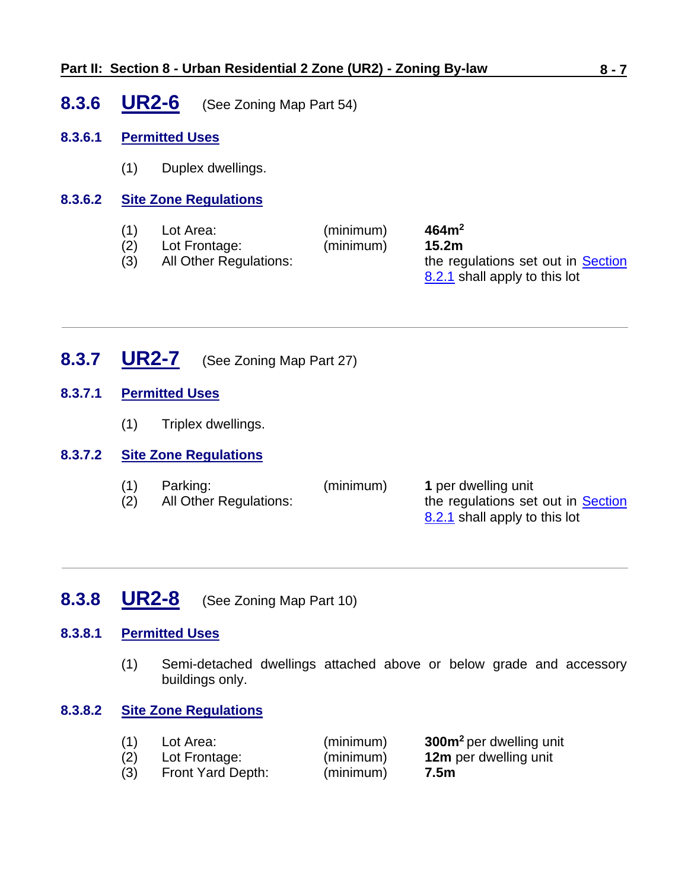## 8.3.6 UR2-6 (See Zoning Map Part 54)

### 8.3.6.1 Permitted Uses

(1) Duplex dwellings.

### 8.3.6.2 Site Zone Regulations

| | | | |
|---|---|---|---|
| (1) | Lot Area: | (minimum) | **464m$^2$** |
| (2) | Lot Frontage: | (minimum) | **15.2m** |
| (3) | All Other Regulations: | | the regulations set out in Section 8.2.1 shall apply to this lot |

---

## 8.3.7 UR2-7 (See Zoning Map Part 27)

### 8.3.7.1 Permitted Uses

(1) Triplex dwellings.

### 8.3.7.2 Site Zone Regulations

| | | | |
|---|---|---|---|
| (1) | Parking: | (minimum) | **1** per dwelling unit |
| (2) | All Other Regulations: | | the regulations set out in Section 8.2.1 shall apply to this lot |

---

## 8.3.8 UR2-8 (See Zoning Map Part 10)

### 8.3.8.1 Permitted Uses

(1) Semi-detached dwellings attached above or below grade and accessory buildings only.

### 8.3.8.2 Site Zone Regulations

| | | | |
|---|---|---|---|
| (1) | Lot Area: | (minimum) | **300m$^2$** per dwelling unit |
| (2) | Lot Frontage: | (minimum) | **12m** per dwelling unit |
| (3) | Front Yard Depth: | (minimum) | **7.5m** |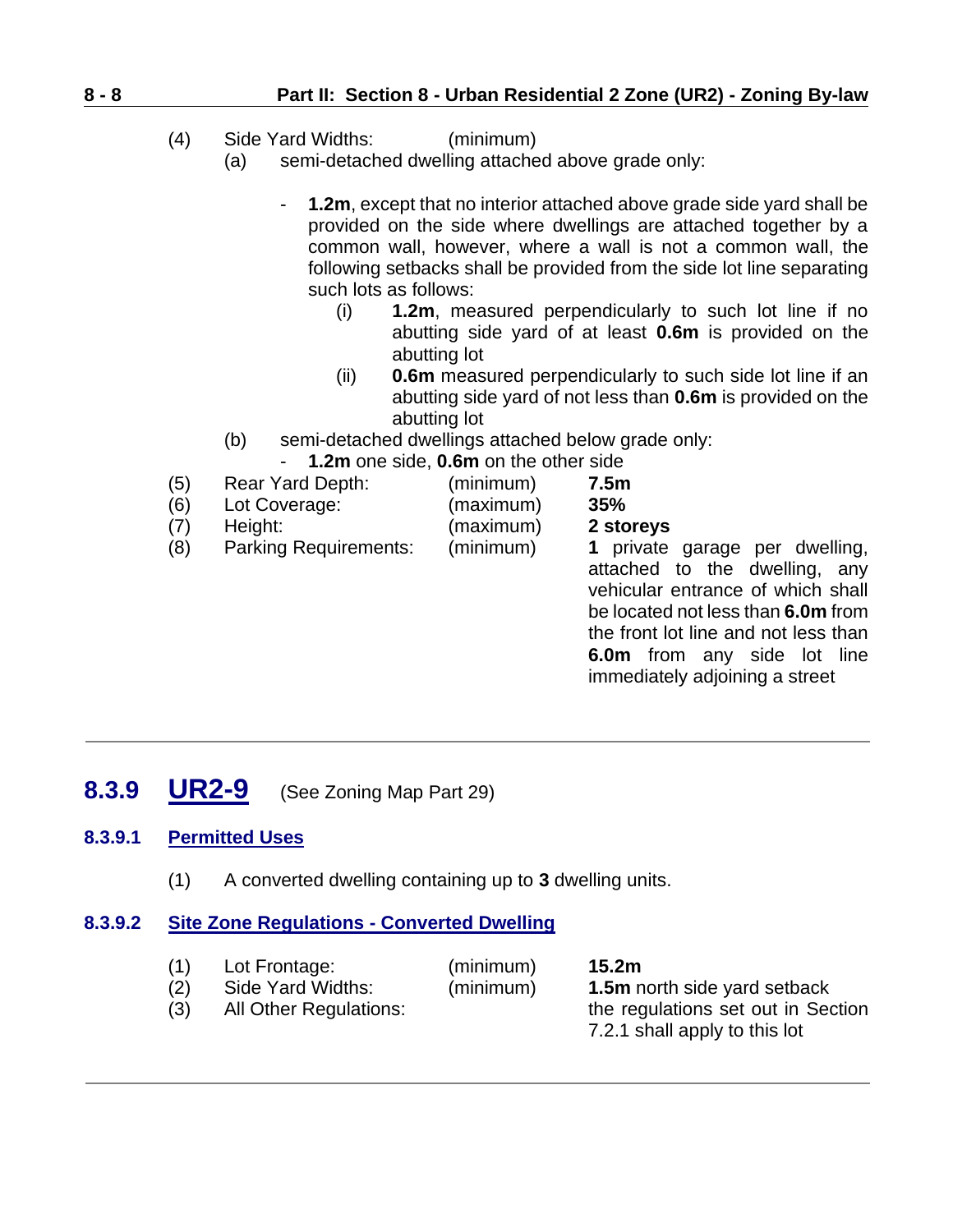(4) Side Yard Widths: (minimum)

(a) semi-detached dwelling attached above grade only:

- **1.2m**, except that no interior attached above grade side yard shall be provided on the side where dwellings are attached together by a common wall, however, where a wall is not a common wall, the following setbacks shall be provided from the side lot line separating such lots as follows:
  - (i) **1.2m**, measured perpendicularly to such lot line if no abutting side yard of at least **0.6m** is provided on the abutting lot
  - (ii) **0.6m** measured perpendicularly to such side lot line if an abutting side yard of not less than **0.6m** is provided on the abutting lot

(b) semi-detached dwellings attached below grade only:

- **1.2m** one side, **0.6m** on the other side

| | | | |
|---|---|---|---|
| (5) | Rear Yard Depth: | (minimum) | **7.5m** |
| (6) | Lot Coverage: | (maximum) | **35%** |
| (7) | Height: | (maximum) | **2 storeys** |
| (8) | Parking Requirements: | (minimum) | **1** private garage per dwelling, attached to the dwelling, any vehicular entrance of which shall be located not less than **6.0m** from the front lot line and not less than **6.0m** from any side lot line immediately adjoining a street |

---

## 8.3.9 UR2-9 (See Zoning Map Part 29)

### 8.3.9.1 Permitted Uses

(1) A converted dwelling containing up to **3** dwelling units.

### 8.3.9.2 Site Zone Regulations - Converted Dwelling

| | | | |
|---|---|---|---|
| (1) | Lot Frontage: | (minimum) | **15.2m** |
| (2) | Side Yard Widths: | (minimum) | **1.5m** north side yard setback |
| (3) | All Other Regulations: | | the regulations set out in Section 7.2.1 shall apply to this lot |

---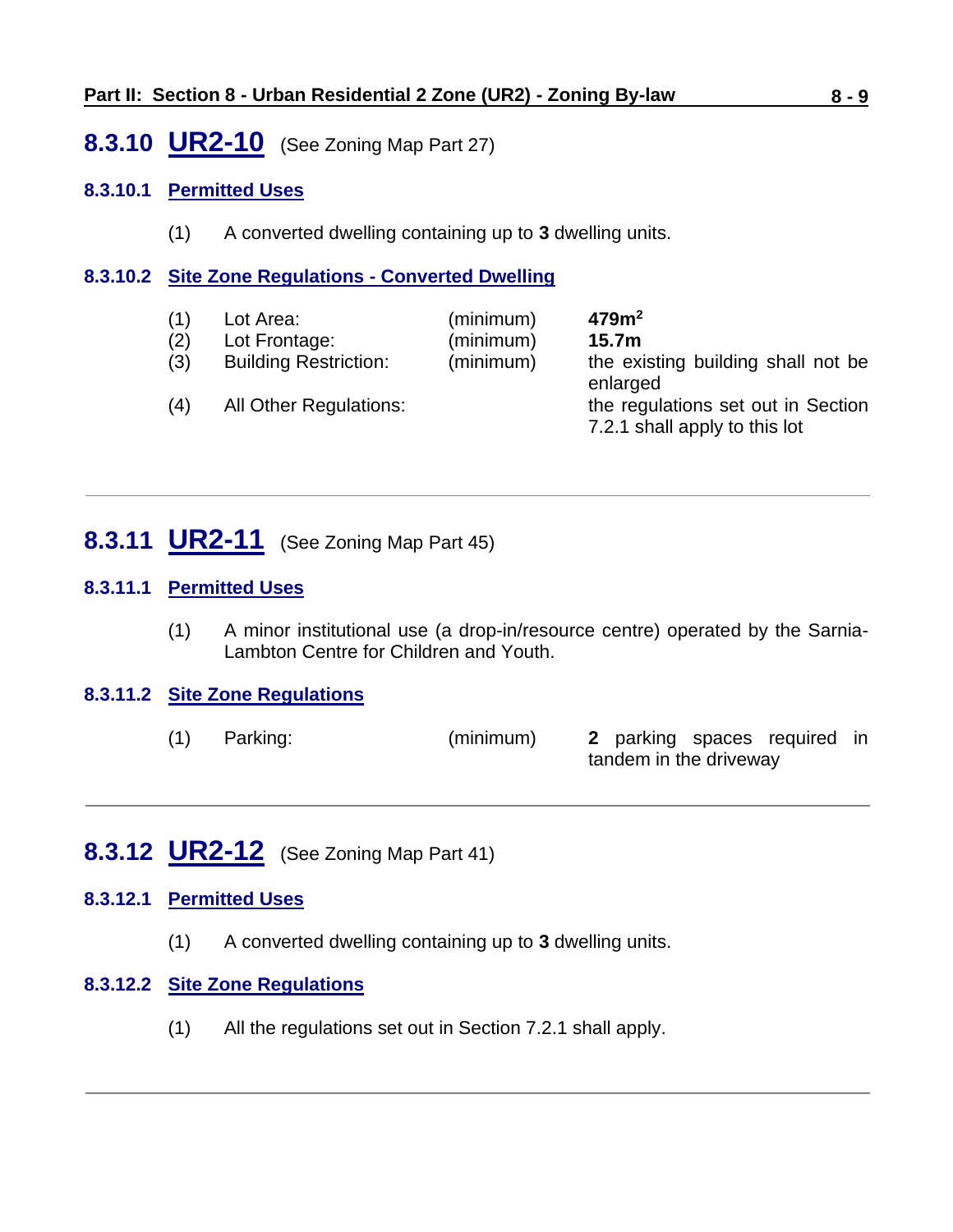## 8.3.10 UR2-10 (See Zoning Map Part 27)

### 8.3.10.1 Permitted Uses

(1) A converted dwelling containing up to **3** dwelling units.

### 8.3.10.2 Site Zone Regulations - Converted Dwelling

| | | | |
|---|---|---|---|
| (1) | Lot Area: | (minimum) | **479m$^2$** |
| (2) | Lot Frontage: | (minimum) | **15.7m** |
| (3) | Building Restriction: | (minimum) | the existing building shall not be enlarged |
| (4) | All Other Regulations: | | the regulations set out in Section 7.2.1 shall apply to this lot |

---

## 8.3.11 UR2-11 (See Zoning Map Part 45)

### 8.3.11.1 Permitted Uses

(1) A minor institutional use (a drop-in/resource centre) operated by the Sarnia-Lambton Centre for Children and Youth.

### 8.3.11.2 Site Zone Regulations

| | | | |
|---|---|---|---|
| (1) | Parking: | (minimum) | **2** parking spaces required in tandem in the driveway |

---

## 8.3.12 UR2-12 (See Zoning Map Part 41)

### 8.3.12.1 Permitted Uses

(1) A converted dwelling containing up to **3** dwelling units.

### 8.3.12.2 Site Zone Regulations

(1) All the regulations set out in Section 7.2.1 shall apply.

---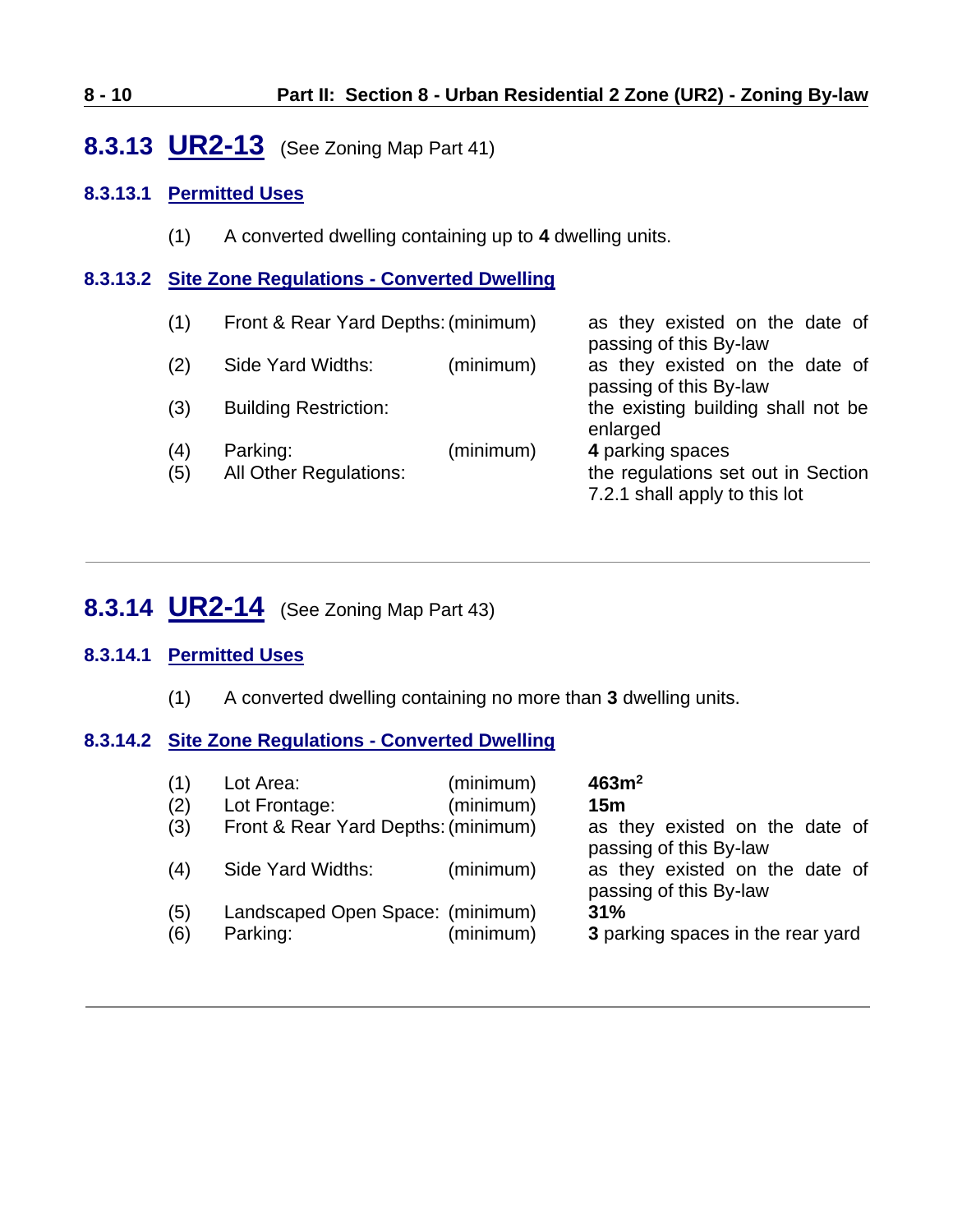## 8.3.13 UR2-13 (See Zoning Map Part 41)

### 8.3.13.1 Permitted Uses

(1) A converted dwelling containing up to **4** dwelling units.

### 8.3.13.2 Site Zone Regulations - Converted Dwelling

| | | | |
|---|---|---|---|
| (1) | Front & Rear Yard Depths: | (minimum) | as they existed on the date of passing of this By-law |
| (2) | Side Yard Widths: | (minimum) | as they existed on the date of passing of this By-law |
| (3) | Building Restriction: | | the existing building shall not be enlarged |
| (4) | Parking: | (minimum) | **4** parking spaces |
| (5) | All Other Regulations: | | the regulations set out in Section 7.2.1 shall apply to this lot |

---

## 8.3.14 UR2-14 (See Zoning Map Part 43)

### 8.3.14.1 Permitted Uses

(1) A converted dwelling containing no more than **3** dwelling units.

### 8.3.14.2 Site Zone Regulations - Converted Dwelling

| | | | |
|---|---|---|---|
| (1) | Lot Area: | (minimum) | **463m²** |
| (2) | Lot Frontage: | (minimum) | **15m** |
| (3) | Front & Rear Yard Depths: | (minimum) | as they existed on the date of passing of this By-law |
| (4) | Side Yard Widths: | (minimum) | as they existed on the date of passing of this By-law |
| (5) | Landscaped Open Space: | (minimum) | **31%** |
| (6) | Parking: | (minimum) | **3** parking spaces in the rear yard |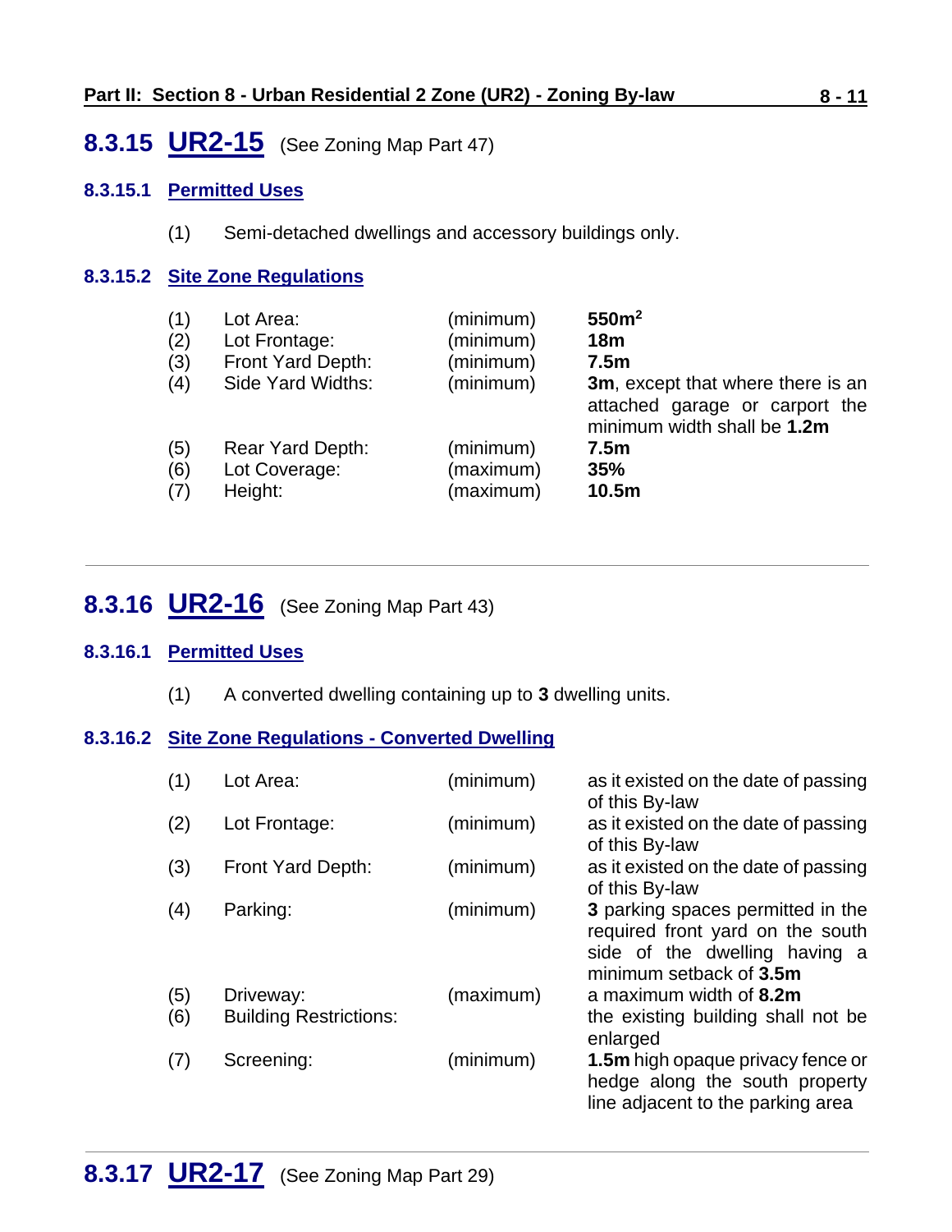## 8.3.15 UR2-15 (See Zoning Map Part 47)

### 8.3.15.1 Permitted Uses

(1) Semi-detached dwellings and accessory buildings only.

### 8.3.15.2 Site Zone Regulations

| | | | |
|---|---|---|---|
| (1) | Lot Area: | (minimum) | **550m²** |
| (2) | Lot Frontage: | (minimum) | **18m** |
| (3) | Front Yard Depth: | (minimum) | **7.5m** |
| (4) | Side Yard Widths: | (minimum) | **3m**, except that where there is an attached garage or carport the minimum width shall be **1.2m** |
| (5) | Rear Yard Depth: | (minimum) | **7.5m** |
| (6) | Lot Coverage: | (maximum) | **35%** |
| (7) | Height: | (maximum) | **10.5m** |

---

## 8.3.16 UR2-16 (See Zoning Map Part 43)

### 8.3.16.1 Permitted Uses

(1) A converted dwelling containing up to **3** dwelling units.

### 8.3.16.2 Site Zone Regulations - Converted Dwelling

| | | | |
|---|---|---|---|
| (1) | Lot Area: | (minimum) | as it existed on the date of passing of this By-law |
| (2) | Lot Frontage: | (minimum) | as it existed on the date of passing of this By-law |
| (3) | Front Yard Depth: | (minimum) | as it existed on the date of passing of this By-law |
| (4) | Parking: | (minimum) | **3** parking spaces permitted in the required front yard on the south side of the dwelling having a minimum setback of **3.5m** |
| (5) | Driveway: | (maximum) | a maximum width of **8.2m** |
| (6) | Building Restrictions: | | the existing building shall not be enlarged |
| (7) | Screening: | (minimum) | **1.5m** high opaque privacy fence or hedge along the south property line adjacent to the parking area |

---

## 8.3.17 UR2-17 (See Zoning Map Part 29)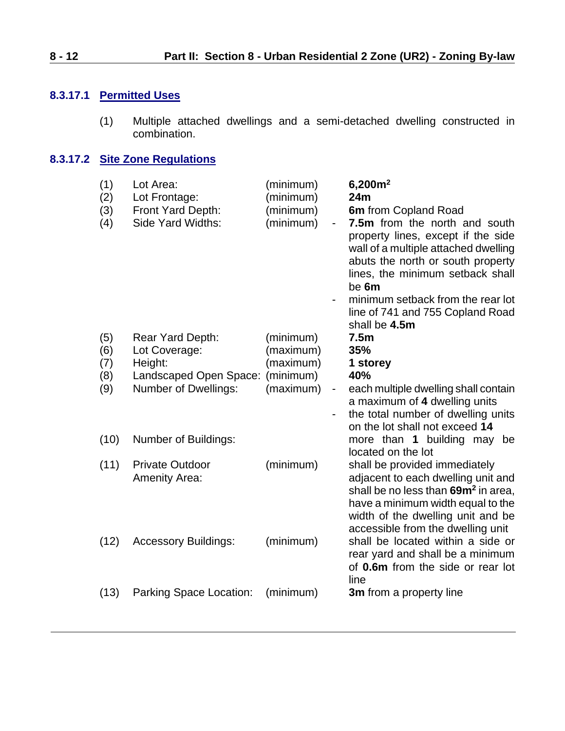#### 8.3.17.1 Permitted Uses

(1) Multiple attached dwellings and a semi-detached dwelling constructed in combination.

#### 8.3.17.2 Site Zone Regulations

| | | | |
|---|---|---|---|
| (1) | Lot Area: | (minimum) | **6,200m$^2$** |
| (2) | Lot Frontage: | (minimum) | **24m** |
| (3) | Front Yard Depth: | (minimum) | **6m** from Copland Road |
| (4) | Side Yard Widths: | (minimum) | - **7.5m** from the north and south property lines, except if the side wall of a multiple attached dwelling abuts the north or south property lines, the minimum setback shall be **6m**<br>- minimum setback from the rear lot line of 741 and 755 Copland Road shall be **4.5m** |
| (5) | Rear Yard Depth: | (minimum) | **7.5m** |
| (6) | Lot Coverage: | (maximum) | **35%** |
| (7) | Height: | (maximum) | **1 storey** |
| (8) | Landscaped Open Space: | (minimum) | **40%** |
| (9) | Number of Dwellings: | (maximum) | - each multiple dwelling shall contain a maximum of **4** dwelling units<br>- the total number of dwelling units on the lot shall not exceed **14** |
| (10) | Number of Buildings: | | more than **1** building may be located on the lot |
| (11) | Private Outdoor Amenity Area: | (minimum) | shall be provided immediately adjacent to each dwelling unit and shall be no less than **69m$^2$** in area, have a minimum width equal to the width of the dwelling unit and be accessible from the dwelling unit |
| (12) | Accessory Buildings: | (minimum) | shall be located within a side or rear yard and shall be a minimum of **0.6m** from the side or rear lot line |
| (13) | Parking Space Location: | (minimum) | **3m** from a property line |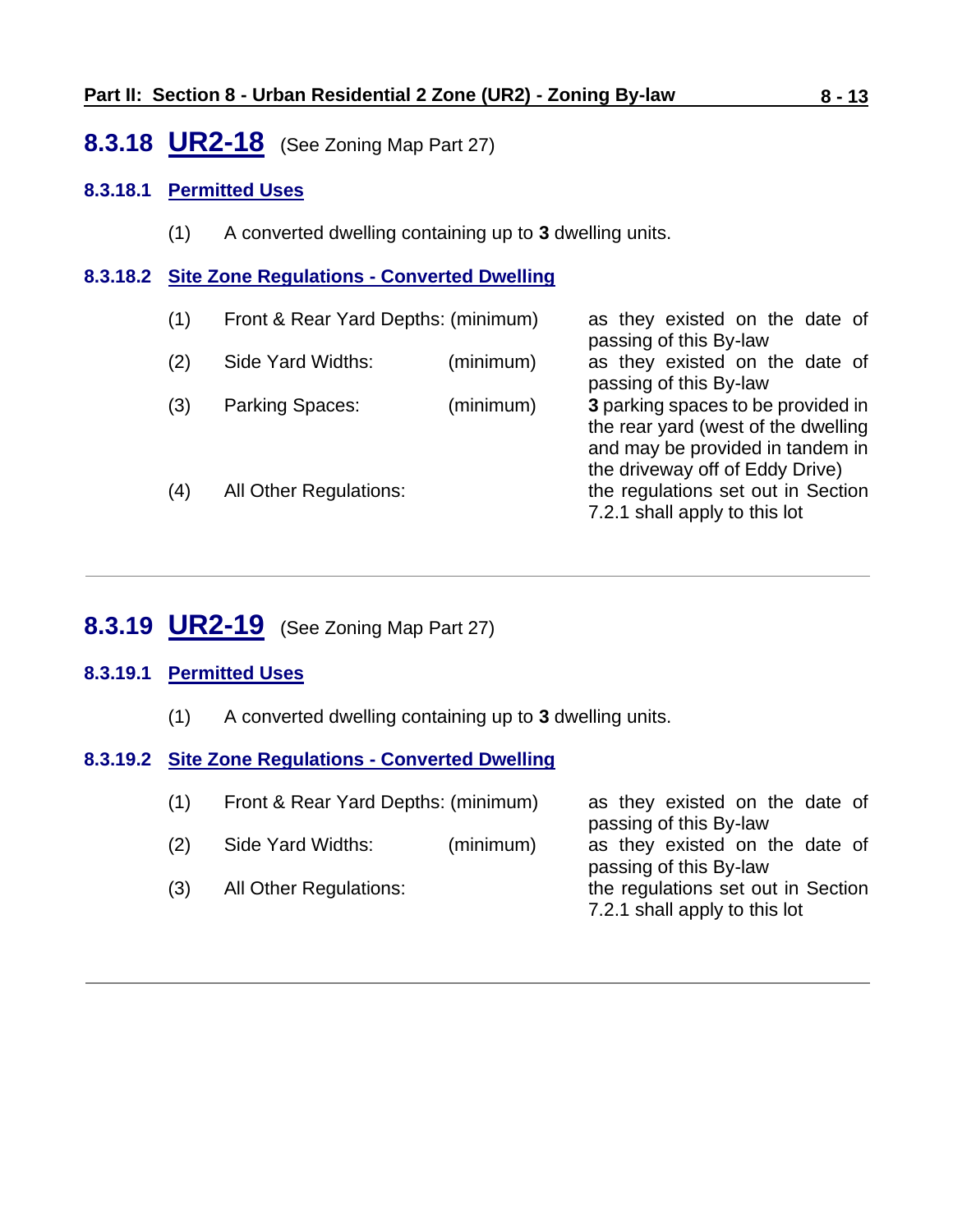## 8.3.18 UR2-18 (See Zoning Map Part 27)

### 8.3.18.1 Permitted Uses

(1) A converted dwelling containing up to **3** dwelling units.

### 8.3.18.2 Site Zone Regulations - Converted Dwelling

| | | | |
|---|---|---|---|
| (1) | Front & Rear Yard Depths: | (minimum) | as they existed on the date of passing of this By-law |
| (2) | Side Yard Widths: | (minimum) | as they existed on the date of passing of this By-law |
| (3) | Parking Spaces: | (minimum) | **3** parking spaces to be provided in the rear yard (west of the dwelling and may be provided in tandem in the driveway off of Eddy Drive) |
| (4) | All Other Regulations: | | the regulations set out in Section 7.2.1 shall apply to this lot |

---

## 8.3.19 UR2-19 (See Zoning Map Part 27)

### 8.3.19.1 Permitted Uses

(1) A converted dwelling containing up to **3** dwelling units.

### 8.3.19.2 Site Zone Regulations - Converted Dwelling

| | | | |
|---|---|---|---|
| (1) | Front & Rear Yard Depths: | (minimum) | as they existed on the date of passing of this By-law |
| (2) | Side Yard Widths: | (minimum) | as they existed on the date of passing of this By-law |
| (3) | All Other Regulations: | | the regulations set out in Section 7.2.1 shall apply to this lot |

---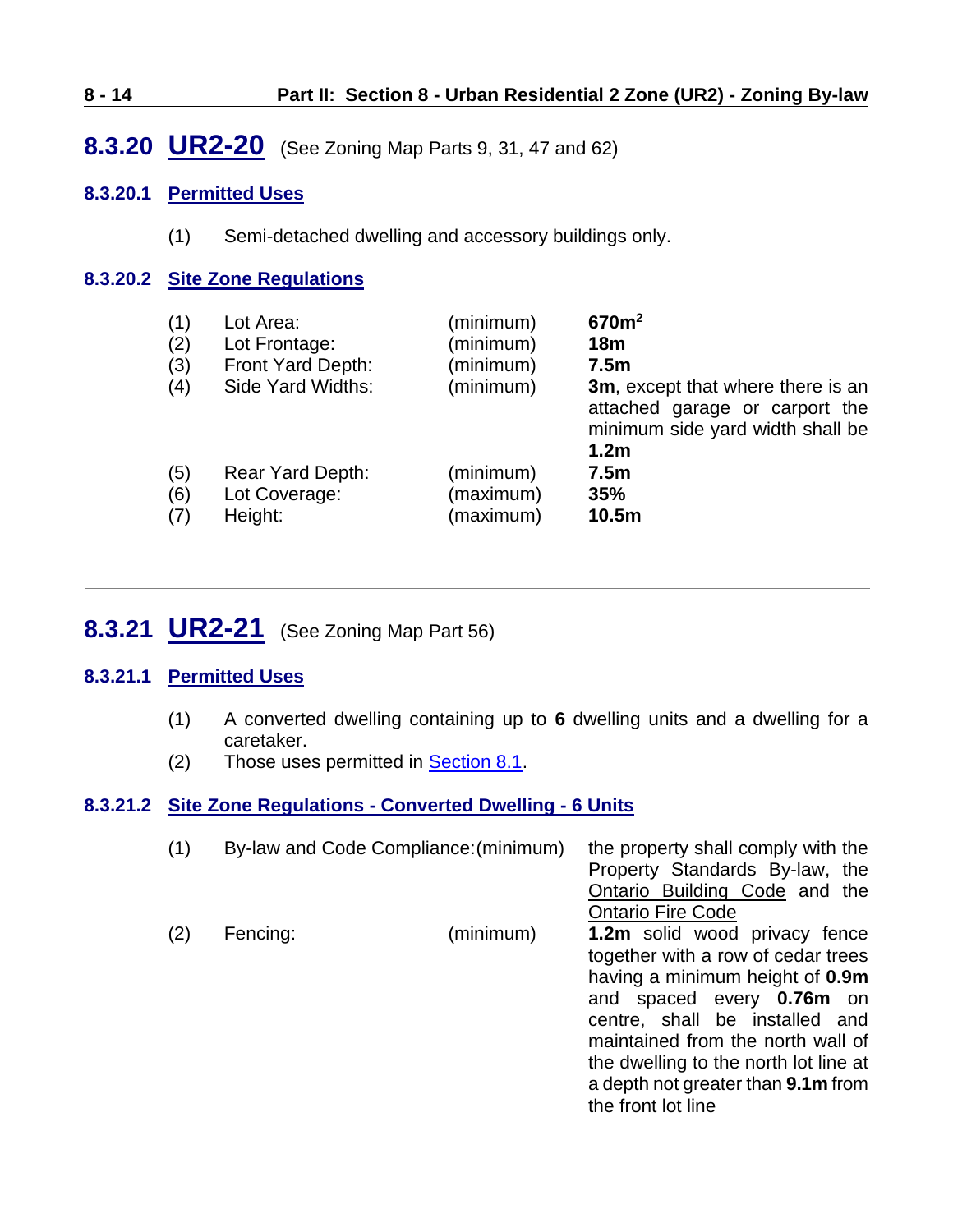## 8.3.20 UR2-20 (See Zoning Map Parts 9, 31, 47 and 62)

### 8.3.20.1 Permitted Uses

(1) Semi-detached dwelling and accessory buildings only.

### 8.3.20.2 Site Zone Regulations

| | | | |
|---|---|---|---|
| (1) | Lot Area: | (minimum) | **670m$^2$** |
| (2) | Lot Frontage: | (minimum) | **18m** |
| (3) | Front Yard Depth: | (minimum) | **7.5m** |
| (4) | Side Yard Widths: | (minimum) | **3m**, except that where there is an attached garage or carport the minimum side yard width shall be **1.2m** |
| (5) | Rear Yard Depth: | (minimum) | **7.5m** |
| (6) | Lot Coverage: | (maximum) | **35%** |
| (7) | Height: | (maximum) | **10.5m** |

---

## 8.3.21 UR2-21 (See Zoning Map Part 56)

### 8.3.21.1 Permitted Uses

(1) A converted dwelling containing up to **6** dwelling units and a dwelling for a caretaker.

(2) Those uses permitted in Section 8.1.

### 8.3.21.2 Site Zone Regulations - Converted Dwelling - 6 Units

| | | | |
|---|---|---|---|
| (1) | By-law and Code Compliance: | (minimum) | the property shall comply with the Property Standards By-law, the Ontario Building Code and the Ontario Fire Code |
| (2) | Fencing: | (minimum) | **1.2m** solid wood privacy fence together with a row of cedar trees having a minimum height of **0.9m** and spaced every **0.76m** on centre, shall be installed and maintained from the north wall of the dwelling to the north lot line at a depth not greater than **9.1m** from the front lot line |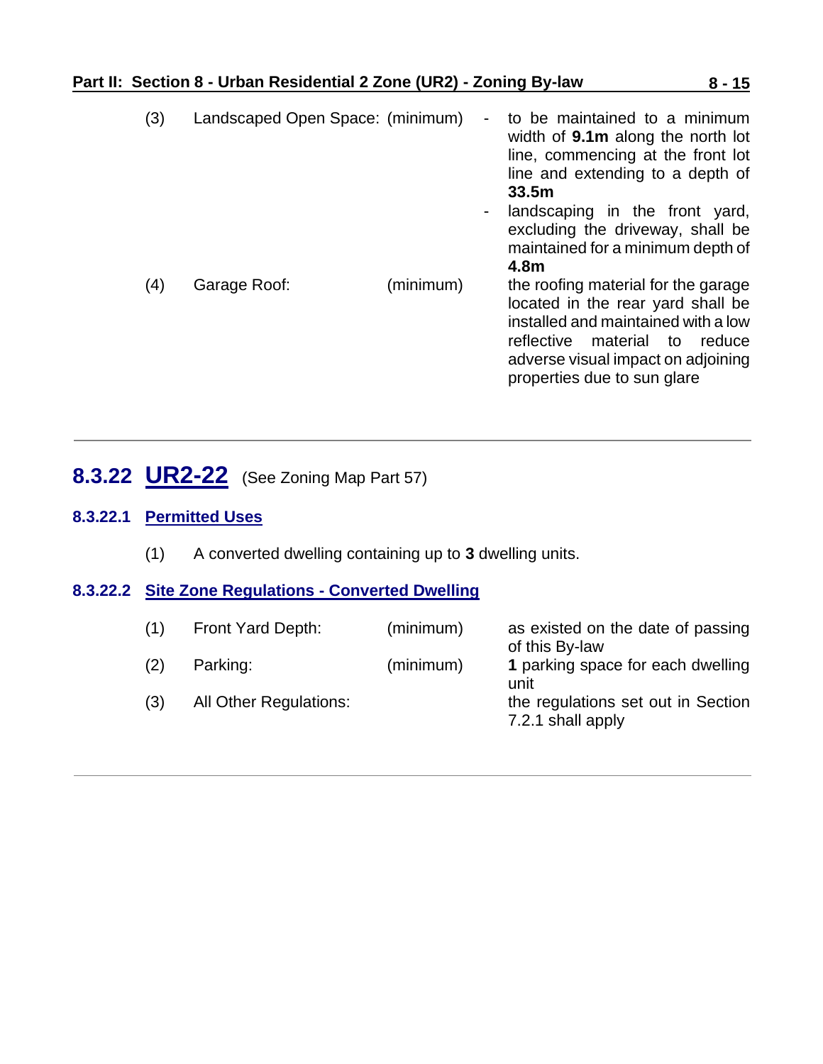| | | | |
|---|---|---|---|
| (3) | Landscaped Open Space: | (minimum) | - to be maintained to a minimum width of **9.1m** along the north lot line, commencing at the front lot line and extending to a depth of **33.5m**<br>- landscaping in the front yard, excluding the driveway, shall be maintained for a minimum depth of **4.8m** |
| (4) | Garage Roof: | (minimum) | the roofing material for the garage located in the rear yard shall be installed and maintained with a low reflective material to reduce adverse visual impact on adjoining properties due to sun glare |

---

## 8.3.22 UR2-22 (See Zoning Map Part 57)

### 8.3.22.1 Permitted Uses

(1) A converted dwelling containing up to **3** dwelling units.

### 8.3.22.2 Site Zone Regulations - Converted Dwelling

| | | | |
|---|---|---|---|
| (1) | Front Yard Depth: | (minimum) | as existed on the date of passing of this By-law |
| (2) | Parking: | (minimum) | **1** parking space for each dwelling unit |
| (3) | All Other Regulations: | | the regulations set out in Section 7.2.1 shall apply |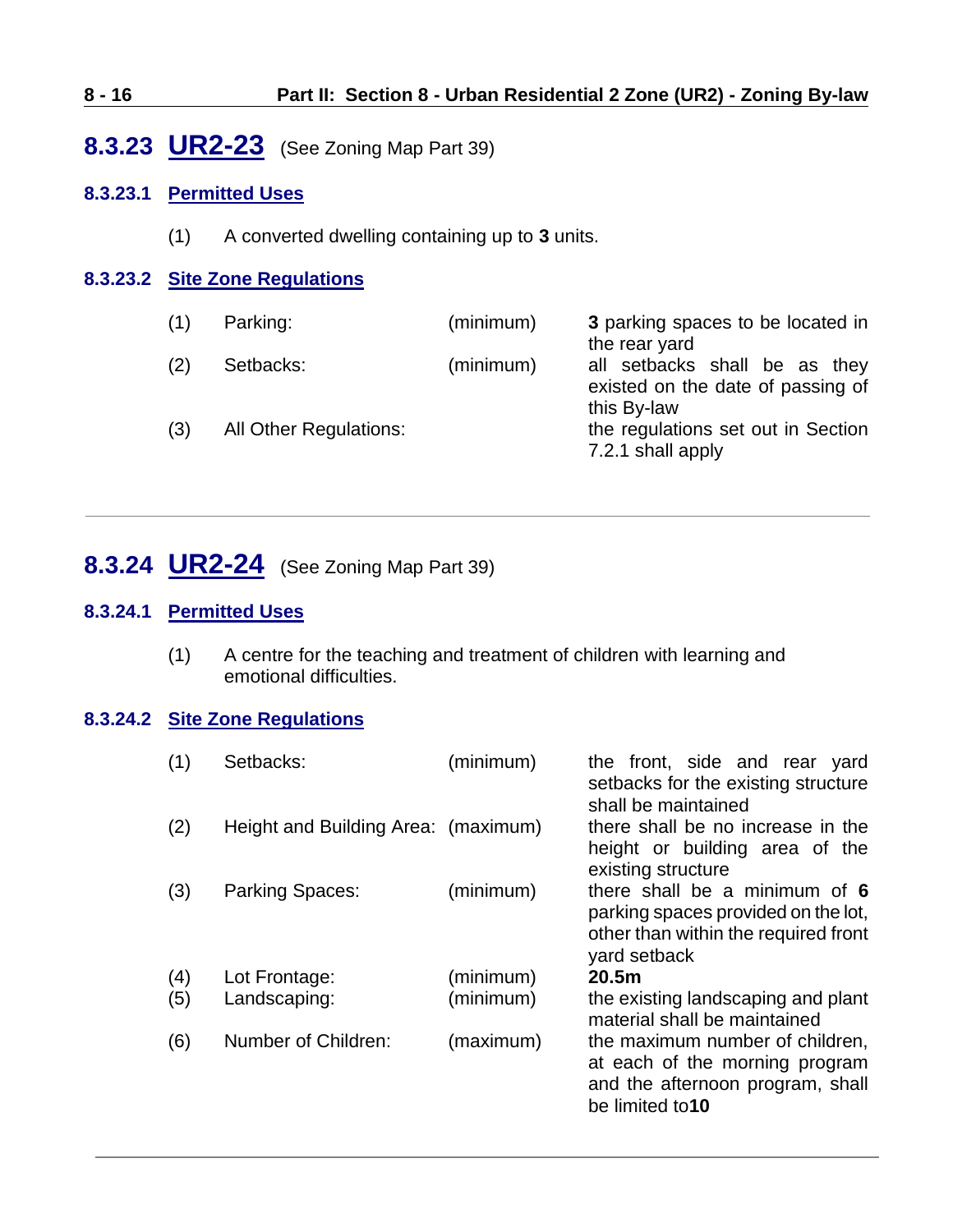## 8.3.23 UR2-23 (See Zoning Map Part 39)

### 8.3.23.1 Permitted Uses

(1) A converted dwelling containing up to **3** units.

### 8.3.23.2 Site Zone Regulations

| | | | |
|---|---|---|---|
| (1) | Parking: | (minimum) | **3** parking spaces to be located in the rear yard |
| (2) | Setbacks: | (minimum) | all setbacks shall be as they existed on the date of passing of this By-law |
| (3) | All Other Regulations: | | the regulations set out in Section 7.2.1 shall apply |

---

## 8.3.24 UR2-24 (See Zoning Map Part 39)

### 8.3.24.1 Permitted Uses

(1) A centre for the teaching and treatment of children with learning and emotional difficulties.

### 8.3.24.2 Site Zone Regulations

| | | | |
|---|---|---|---|
| (1) | Setbacks: | (minimum) | the front, side and rear yard setbacks for the existing structure shall be maintained |
| (2) | Height and Building Area: | (maximum) | there shall be no increase in the height or building area of the existing structure |
| (3) | Parking Spaces: | (minimum) | there shall be a minimum of **6** parking spaces provided on the lot, other than within the required front yard setback |
| (4) | Lot Frontage: | (minimum) | **20.5m** |
| (5) | Landscaping: | (minimum) | the existing landscaping and plant material shall be maintained |
| (6) | Number of Children: | (maximum) | the maximum number of children, at each of the morning program and the afternoon program, shall be limited to**10** |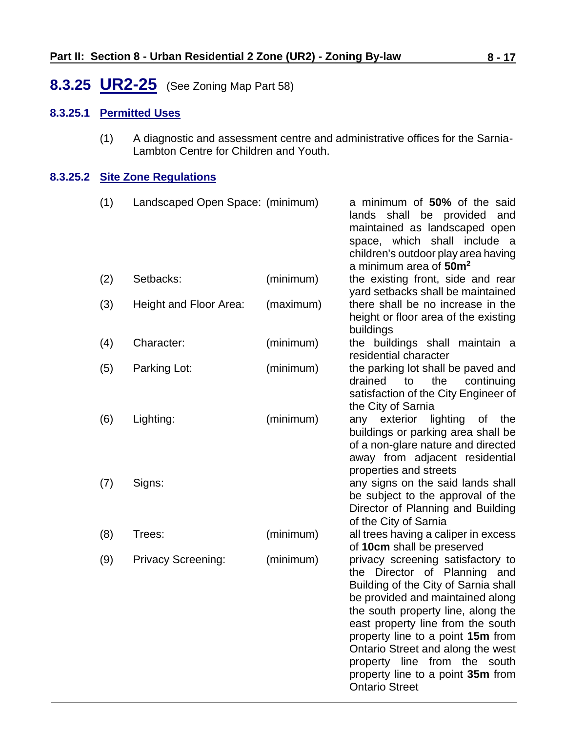## 8.3.25 UR2-25 (See Zoning Map Part 58)

### 8.3.25.1 Permitted Uses

(1) A diagnostic and assessment centre and administrative offices for the Sarnia-Lambton Centre for Children and Youth.

### 8.3.25.2 Site Zone Regulations

| | | | |
|---|---|---|---|
| (1) | Landscaped Open Space: | (minimum) | a minimum of **50%** of the said lands shall be provided and maintained as landscaped open space, which shall include a children's outdoor play area having a minimum area of **50m²** |
| (2) | Setbacks: | (minimum) | the existing front, side and rear yard setbacks shall be maintained |
| (3) | Height and Floor Area: | (maximum) | there shall be no increase in the height or floor area of the existing buildings |
| (4) | Character: | (minimum) | the buildings shall maintain a residential character |
| (5) | Parking Lot: | (minimum) | the parking lot shall be paved and drained to the continuing satisfaction of the City Engineer of the City of Sarnia |
| (6) | Lighting: | (minimum) | any exterior lighting of the buildings or parking area shall be of a non-glare nature and directed away from adjacent residential properties and streets |
| (7) | Signs: | | any signs on the said lands shall be subject to the approval of the Director of Planning and Building of the City of Sarnia |
| (8) | Trees: | (minimum) | all trees having a caliper in excess of **10cm** shall be preserved |
| (9) | Privacy Screening: | (minimum) | privacy screening satisfactory to the Director of Planning and Building of the City of Sarnia shall be provided and maintained along the south property line, along the east property line from the south property line to a point **15m** from Ontario Street and along the west property line from the south property line to a point **35m** from Ontario Street |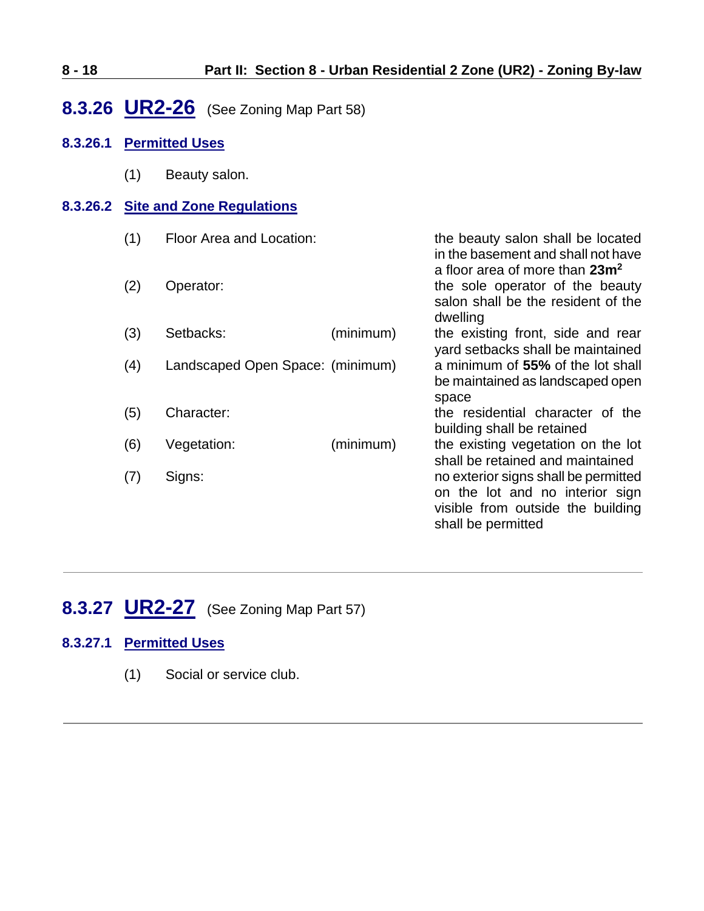## 8.3.26 UR2-26 (See Zoning Map Part 58)

### 8.3.26.1 Permitted Uses

(1) Beauty salon.

### 8.3.26.2 Site and Zone Regulations

| | | | |
|---|---|---|---|
| (1) | Floor Area and Location: | | the beauty salon shall be located in the basement and shall not have a floor area of more than **23m$^2$** |
| (2) | Operator: | | the sole operator of the beauty salon shall be the resident of the dwelling |
| (3) | Setbacks: | (minimum) | the existing front, side and rear yard setbacks shall be maintained |
| (4) | Landscaped Open Space: | (minimum) | a minimum of **55%** of the lot shall be maintained as landscaped open space |
| (5) | Character: | | the residential character of the building shall be retained |
| (6) | Vegetation: | (minimum) | the existing vegetation on the lot shall be retained and maintained |
| (7) | Signs: | | no exterior signs shall be permitted on the lot and no interior sign visible from outside the building shall be permitted |

---

## 8.3.27 UR2-27 (See Zoning Map Part 57)

### 8.3.27.1 Permitted Uses

(1) Social or service club.

---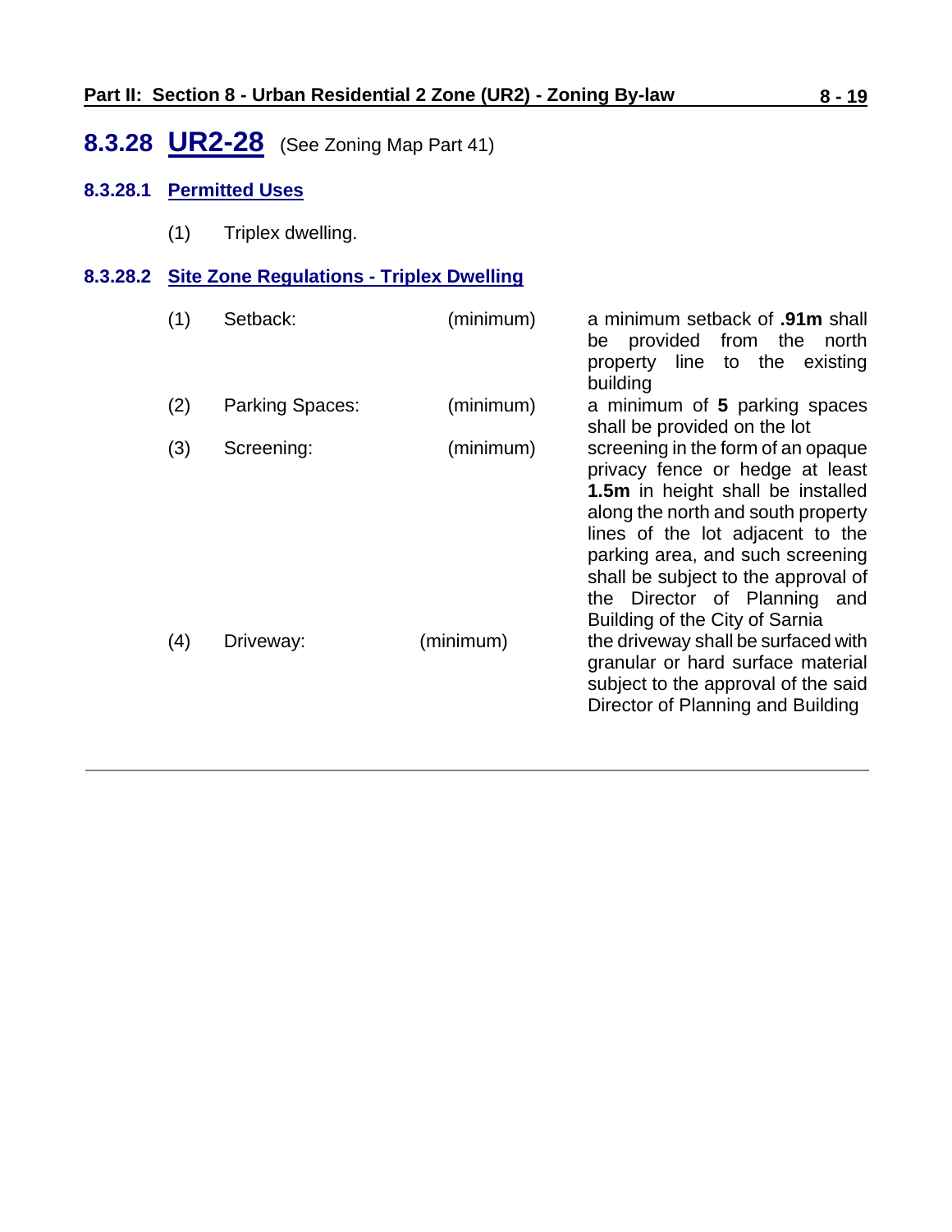## 8.3.28 UR2-28 (See Zoning Map Part 41)

### 8.3.28.1 Permitted Uses

(1) Triplex dwelling.

### 8.3.28.2 Site Zone Regulations - Triplex Dwelling

| | | | |
|---|---|---|---|
| (1) | Setback: | (minimum) | a minimum setback of **.91m** shall be provided from the north property line to the existing building |
| (2) | Parking Spaces: | (minimum) | a minimum of **5** parking spaces shall be provided on the lot |
| (3) | Screening: | (minimum) | screening in the form of an opaque privacy fence or hedge at least **1.5m** in height shall be installed along the north and south property lines of the lot adjacent to the parking area, and such screening shall be subject to the approval of the Director of Planning and Building of the City of Sarnia |
| (4) | Driveway: | (minimum) | the driveway shall be surfaced with granular or hard surface material subject to the approval of the said Director of Planning and Building |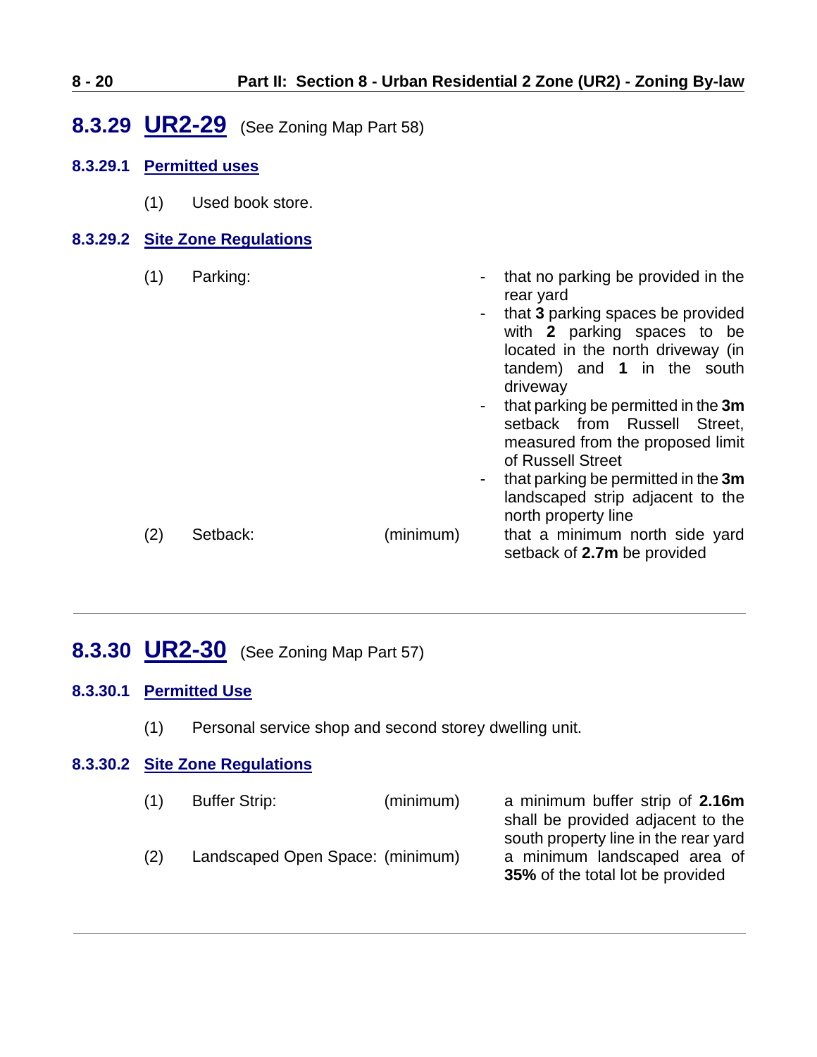## 8.3.29 UR2-29 (See Zoning Map Part 58)

### 8.3.29.1 Permitted uses

(1) Used book store.

### 8.3.29.2 Site Zone Regulations

| | | | |
|---|---|---|---|
| (1) | Parking: | | - that no parking be provided in the rear yard<br>- that **3** parking spaces be provided with **2** parking spaces to be located in the north driveway (in tandem) and **1** in the south driveway<br>- that parking be permitted in the **3m** setback from Russell Street, measured from the proposed limit of Russell Street<br>- that parking be permitted in the **3m** landscaped strip adjacent to the north property line |
| (2) | Setback: | (minimum) | that a minimum north side yard setback of **2.7m** be provided |

---

## 8.3.30 UR2-30 (See Zoning Map Part 57)

### 8.3.30.1 Permitted Use

(1) Personal service shop and second storey dwelling unit.

### 8.3.30.2 Site Zone Regulations

| | | | |
|---|---|---|---|
| (1) | Buffer Strip: | (minimum) | a minimum buffer strip of **2.16m** shall be provided adjacent to the south property line in the rear yard |
| (2) | Landscaped Open Space: | (minimum) | a minimum landscaped area of **35%** of the total lot be provided |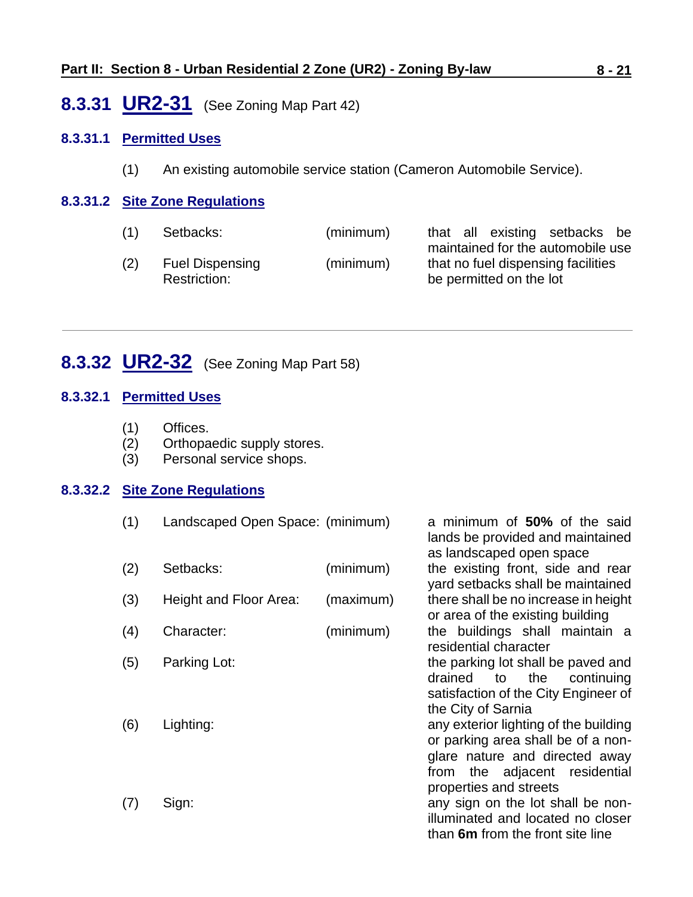## 8.3.31 UR2-31 (See Zoning Map Part 42)

### 8.3.31.1 Permitted Uses

(1) An existing automobile service station (Cameron Automobile Service).

### 8.3.31.2 Site Zone Regulations

| | | | |
|---|---|---|---|
| (1) | Setbacks: | (minimum) | that all existing setbacks be maintained for the automobile use |
| (2) | Fuel Dispensing Restriction: | (minimum) | that no fuel dispensing facilities be permitted on the lot |

---

## 8.3.32 UR2-32 (See Zoning Map Part 58)

### 8.3.32.1 Permitted Uses

(1) Offices.
(2) Orthopaedic supply stores.
(3) Personal service shops.

### 8.3.32.2 Site Zone Regulations

| | | | |
|---|---|---|---|
| (1) | Landscaped Open Space: | (minimum) | a minimum of **50%** of the said lands be provided and maintained as landscaped open space |
| (2) | Setbacks: | (minimum) | the existing front, side and rear yard setbacks shall be maintained |
| (3) | Height and Floor Area: | (maximum) | there shall be no increase in height or area of the existing building |
| (4) | Character: | (minimum) | the buildings shall maintain a residential character |
| (5) | Parking Lot: | | the parking lot shall be paved and drained to the continuing satisfaction of the City Engineer of the City of Sarnia |
| (6) | Lighting: | | any exterior lighting of the building or parking area shall be of a non-glare nature and directed away from the adjacent residential properties and streets |
| (7) | Sign: | | any sign on the lot shall be non-illuminated and located no closer than **6m** from the front site line |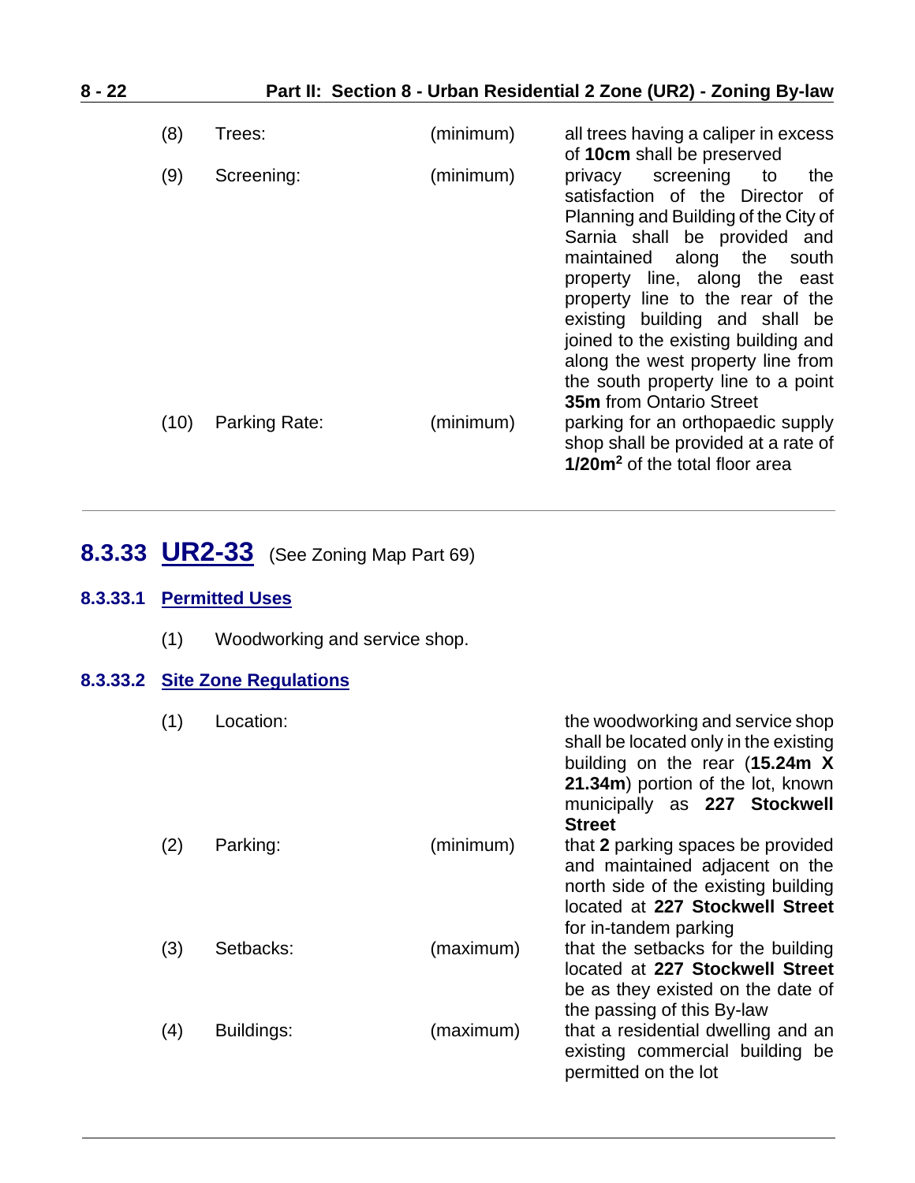| | | | |
|---|---|---|---|
| (8) | Trees: | (minimum) | all trees having a caliper in excess of **10cm** shall be preserved |
| (9) | Screening: | (minimum) | privacy screening to the satisfaction of the Director of Planning and Building of the City of Sarnia shall be provided and maintained along the south property line, along the east property line to the rear of the existing building and shall be joined to the existing building and along the west property line from the south property line to a point **35m** from Ontario Street |
| (10) | Parking Rate: | (minimum) | parking for an orthopaedic supply shop shall be provided at a rate of **1/20m$^2$** of the total floor area |

## 8.3.33 UR2-33 (See Zoning Map Part 69)

### 8.3.33.1 Permitted Uses

(1) Woodworking and service shop.

### 8.3.33.2 Site Zone Regulations

| | | | |
|---|---|---|---|
| (1) | Location: | | the woodworking and service shop shall be located only in the existing building on the rear (**15.24m X 21.34m**) portion of the lot, known municipally as **227 Stockwell Street** |
| (2) | Parking: | (minimum) | that **2** parking spaces be provided and maintained adjacent on the north side of the existing building located at **227 Stockwell Street** for in-tandem parking |
| (3) | Setbacks: | (maximum) | that the setbacks for the building located at **227 Stockwell Street** be as they existed on the date of the passing of this By-law |
| (4) | Buildings: | (maximum) | that a residential dwelling and an existing commercial building be permitted on the lot |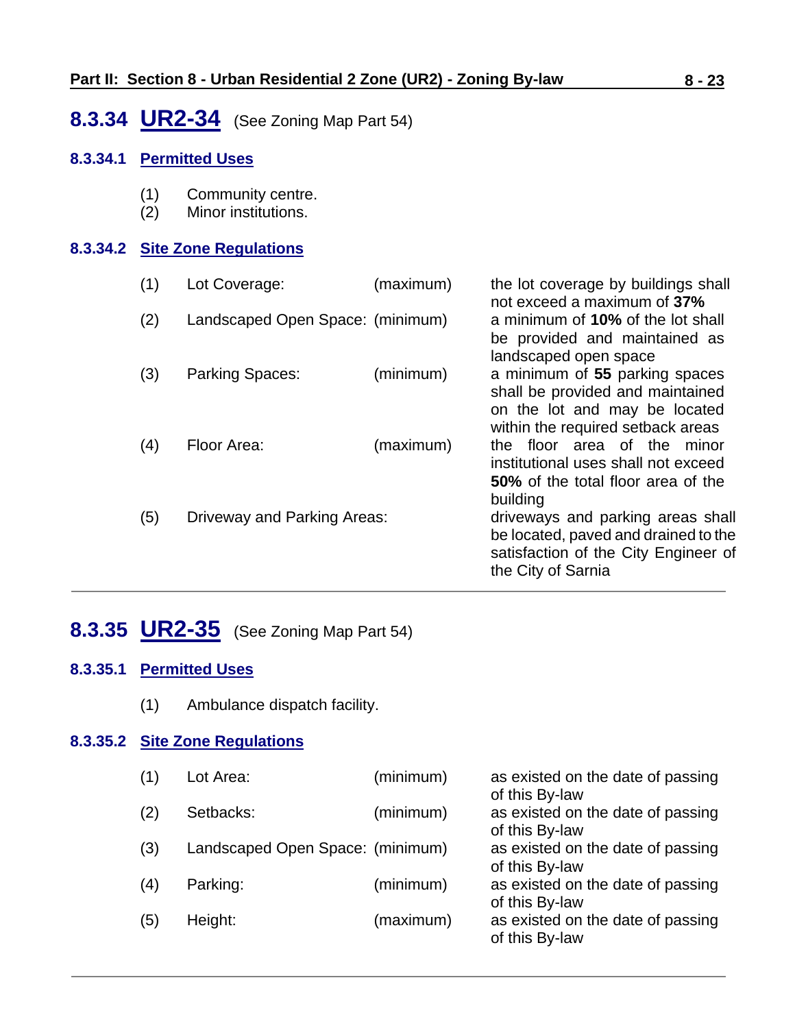## 8.3.34 UR2-34 (See Zoning Map Part 54)

### 8.3.34.1 Permitted Uses

(1) Community centre.
(2) Minor institutions.

### 8.3.34.2 Site Zone Regulations

| | | | |
|---|---|---|---|
| (1) | Lot Coverage: | (maximum) | the lot coverage by buildings shall not exceed a maximum of **37%** |
| (2) | Landscaped Open Space: | (minimum) | a minimum of **10%** of the lot shall be provided and maintained as landscaped open space |
| (3) | Parking Spaces: | (minimum) | a minimum of **55** parking spaces shall be provided and maintained on the lot and may be located within the required setback areas |
| (4) | Floor Area: | (maximum) | the floor area of the minor institutional uses shall not exceed **50%** of the total floor area of the building |
| (5) | Driveway and Parking Areas: | | driveways and parking areas shall be located, paved and drained to the satisfaction of the City Engineer of the City of Sarnia |

---

## 8.3.35 UR2-35 (See Zoning Map Part 54)

### 8.3.35.1 Permitted Uses

(1) Ambulance dispatch facility.

### 8.3.35.2 Site Zone Regulations

| | | | |
|---|---|---|---|
| (1) | Lot Area: | (minimum) | as existed on the date of passing of this By-law |
| (2) | Setbacks: | (minimum) | as existed on the date of passing of this By-law |
| (3) | Landscaped Open Space: | (minimum) | as existed on the date of passing of this By-law |
| (4) | Parking: | (minimum) | as existed on the date of passing of this By-law |
| (5) | Height: | (maximum) | as existed on the date of passing of this By-law |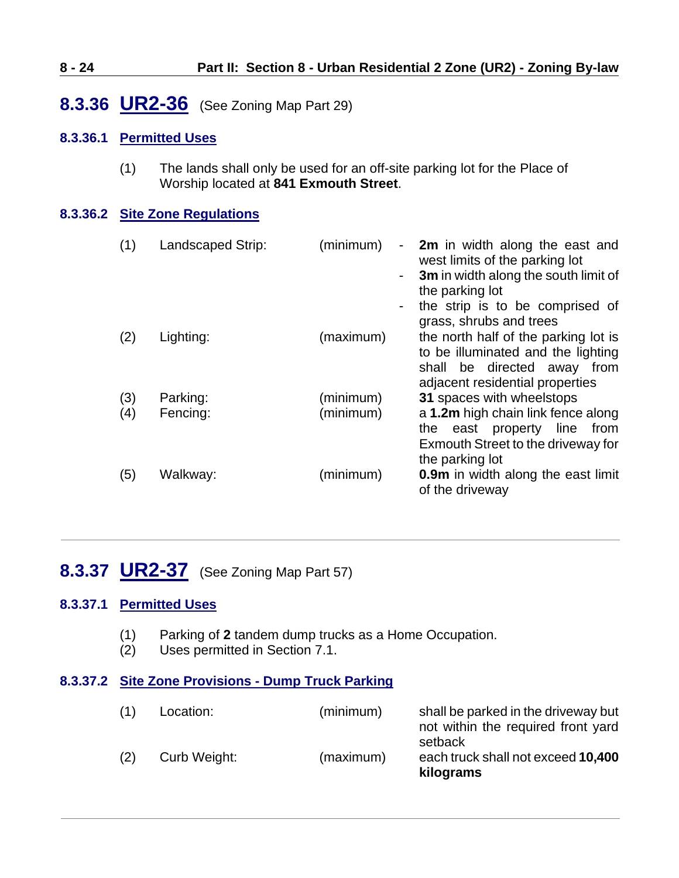## 8.3.36 UR2-36 (See Zoning Map Part 29)

### 8.3.36.1 Permitted Uses

(1) The lands shall only be used for an off-site parking lot for the Place of Worship located at **841 Exmouth Street**.

### 8.3.36.2 Site Zone Regulations

| | | | |
|---|---|---|---|
| (1) | Landscaped Strip: | (minimum) | - **2m** in width along the east and west limits of the parking lot<br>- **3m** in width along the south limit of the parking lot<br>- the strip is to be comprised of grass, shrubs and trees |
| (2) | Lighting: | (maximum) | the north half of the parking lot is to be illuminated and the lighting shall be directed away from adjacent residential properties |
| (3) | Parking: | (minimum) | **31** spaces with wheelstops |
| (4) | Fencing: | (minimum) | a **1.2m** high chain link fence along the east property line from Exmouth Street to the driveway for the parking lot |
| (5) | Walkway: | (minimum) | **0.9m** in width along the east limit of the driveway |

---

## 8.3.37 UR2-37 (See Zoning Map Part 57)

### 8.3.37.1 Permitted Uses

(1) Parking of **2** tandem dump trucks as a Home Occupation.
(2) Uses permitted in Section 7.1.

### 8.3.37.2 Site Zone Provisions - Dump Truck Parking

| | | | |
|---|---|---|---|
| (1) | Location: | (minimum) | shall be parked in the driveway but not within the required front yard setback |
| (2) | Curb Weight: | (maximum) | each truck shall not exceed **10,400 kilograms** |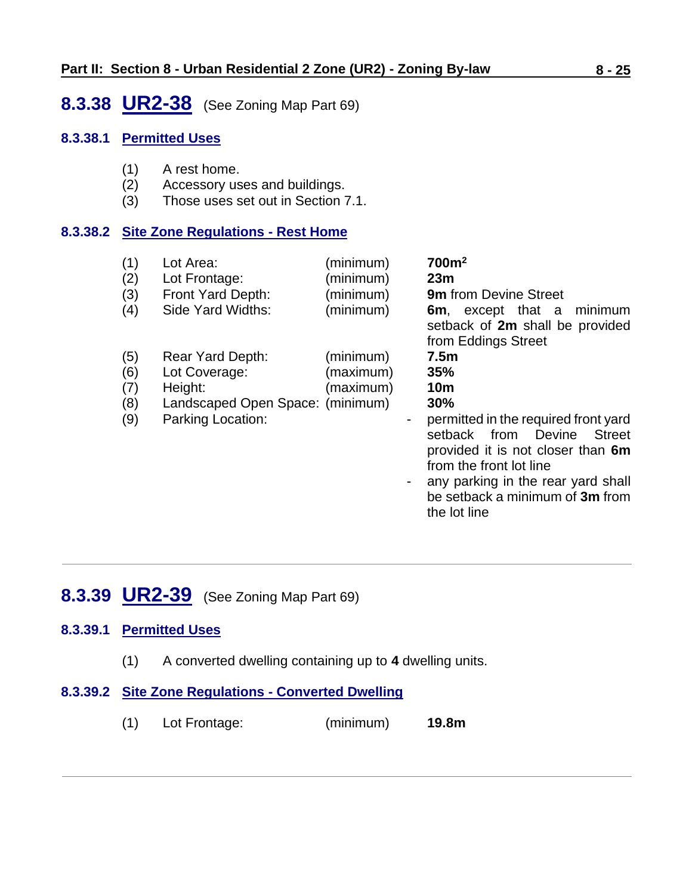## 8.3.38 UR2-38 (See Zoning Map Part 69)

### 8.3.38.1 Permitted Uses

(1) A rest home.
(2) Accessory uses and buildings.
(3) Those uses set out in Section 7.1.

### 8.3.38.2 Site Zone Regulations - Rest Home

| | | | |
|---|---|---|---|
| (1) | Lot Area: | (minimum) | **700m²** |
| (2) | Lot Frontage: | (minimum) | **23m** |
| (3) | Front Yard Depth: | (minimum) | **9m** from Devine Street |
| (4) | Side Yard Widths: | (minimum) | **6m**, except that a minimum setback of **2m** shall be provided from Eddings Street |
| (5) | Rear Yard Depth: | (minimum) | **7.5m** |
| (6) | Lot Coverage: | (maximum) | **35%** |
| (7) | Height: | (maximum) | **10m** |
| (8) | Landscaped Open Space: | (minimum) | **30%** |
| (9) | Parking Location: | | - permitted in the required front yard setback from Devine Street provided it is not closer than **6m** from the front lot line<br>- any parking in the rear yard shall be setback a minimum of **3m** from the lot line |

---

## 8.3.39 UR2-39 (See Zoning Map Part 69)

### 8.3.39.1 Permitted Uses

(1) A converted dwelling containing up to **4** dwelling units.

### 8.3.39.2 Site Zone Regulations - Converted Dwelling

| | | | |
|---|---|---|---|
| (1) | Lot Frontage: | (minimum) | **19.8m** |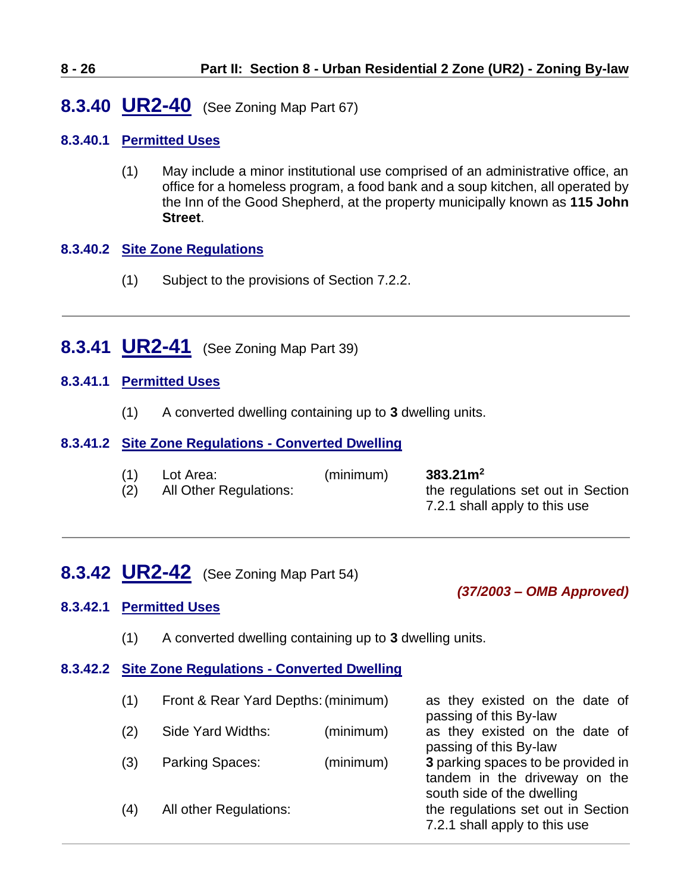## 8.3.40 UR2-40 (See Zoning Map Part 67)

### 8.3.40.1 Permitted Uses

(1) May include a minor institutional use comprised of an administrative office, an office for a homeless program, a food bank and a soup kitchen, all operated by the Inn of the Good Shepherd, at the property municipally known as **115 John Street**.

### 8.3.40.2 Site Zone Regulations

(1) Subject to the provisions of Section 7.2.2.

---

## 8.3.41 UR2-41 (See Zoning Map Part 39)

### 8.3.41.1 Permitted Uses

(1) A converted dwelling containing up to **3** dwelling units.

### 8.3.41.2 Site Zone Regulations - Converted Dwelling

| | | | |
|---|---|---|---|
| (1) | Lot Area: | (minimum) | **383.21m$^2$** |
| (2) | All Other Regulations: | | the regulations set out in Section 7.2.1 shall apply to this use |

---

## 8.3.42 UR2-42 (See Zoning Map Part 54)

***(37/2003 – OMB Approved)***

### 8.3.42.1 Permitted Uses

(1) A converted dwelling containing up to **3** dwelling units.

### 8.3.42.2 Site Zone Regulations - Converted Dwelling

| | | | |
|---|---|---|---|
| (1) | Front & Rear Yard Depths: | (minimum) | as they existed on the date of passing of this By-law |
| (2) | Side Yard Widths: | (minimum) | as they existed on the date of passing of this By-law |
| (3) | Parking Spaces: | (minimum) | **3** parking spaces to be provided in tandem in the driveway on the south side of the dwelling |
| (4) | All other Regulations: | | the regulations set out in Section 7.2.1 shall apply to this use |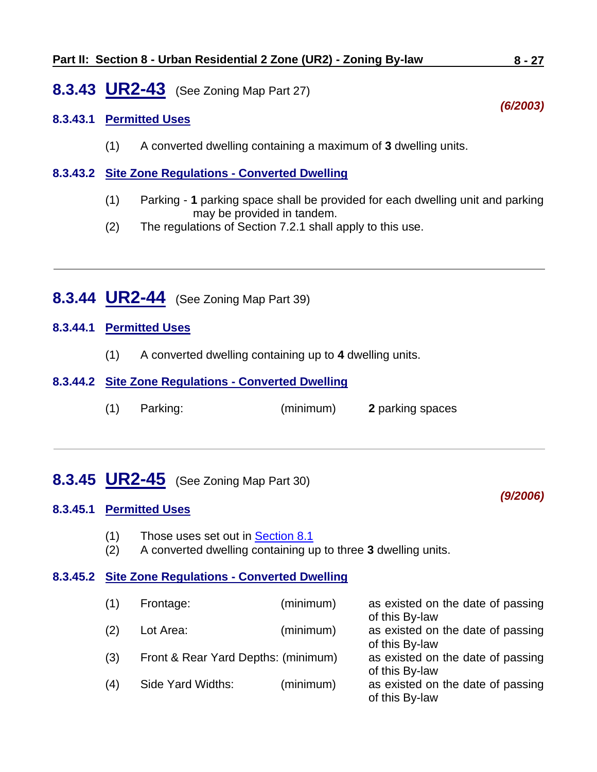## 8.3.43 UR2-43 (See Zoning Map Part 27)

***(6/2003)***

### 8.3.43.1 Permitted Uses

(1) A converted dwelling containing a maximum of **3** dwelling units.

### 8.3.43.2 Site Zone Regulations - Converted Dwelling

(1) Parking - **1** parking space shall be provided for each dwelling unit and parking may be provided in tandem.
(2) The regulations of Section 7.2.1 shall apply to this use.

---

## 8.3.44 UR2-44 (See Zoning Map Part 39)

### 8.3.44.1 Permitted Uses

(1) A converted dwelling containing up to **4** dwelling units.

### 8.3.44.2 Site Zone Regulations - Converted Dwelling

| | | | |
|---|---|---|---|
| (1) | Parking: | (minimum) | **2** parking spaces |

---

## 8.3.45 UR2-45 (See Zoning Map Part 30)

***(9/2006)***

### 8.3.45.1 Permitted Uses

(1) Those uses set out in Section 8.1
(2) A converted dwelling containing up to three **3** dwelling units.

### 8.3.45.2 Site Zone Regulations - Converted Dwelling

| | | | |
|---|---|---|---|
| (1) | Frontage: | (minimum) | as existed on the date of passing of this By-law |
| (2) | Lot Area: | (minimum) | as existed on the date of passing of this By-law |
| (3) | Front & Rear Yard Depths: | (minimum) | as existed on the date of passing of this By-law |
| (4) | Side Yard Widths: | (minimum) | as existed on the date of passing of this By-law |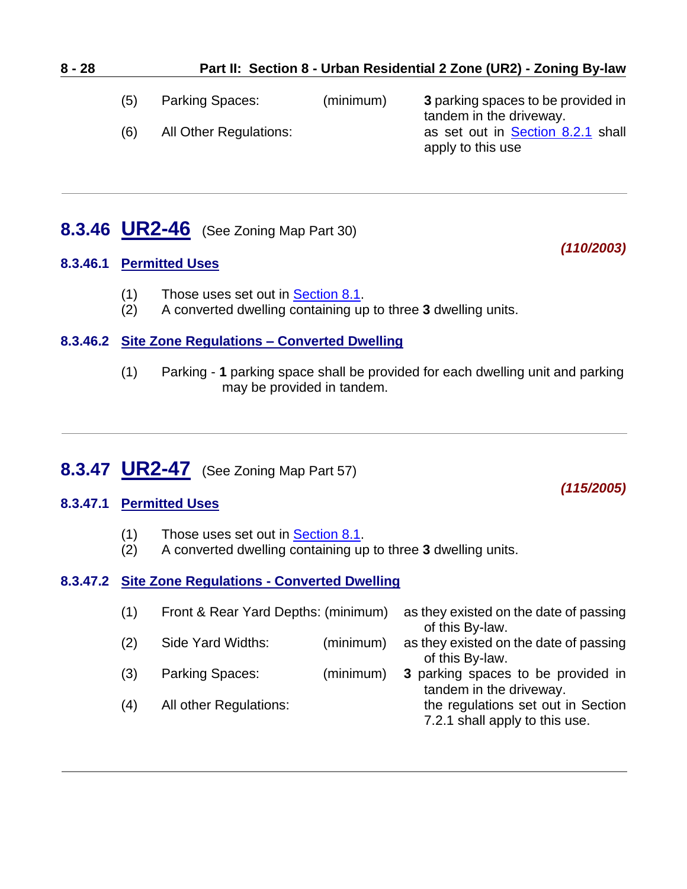(5) Parking Spaces: (minimum) **3** parking spaces to be provided in tandem in the driveway.

(6) All Other Regulations: as set out in Section 8.2.1 shall apply to this use

---

## 8.3.46 UR2-46 (See Zoning Map Part 30)

***(110/2003)***

### 8.3.46.1 Permitted Uses

(1) Those uses set out in Section 8.1.
(2) A converted dwelling containing up to three **3** dwelling units.

### 8.3.46.2 Site Zone Regulations – Converted Dwelling

(1) Parking - **1** parking space shall be provided for each dwelling unit and parking may be provided in tandem.

---

## 8.3.47 UR2-47 (See Zoning Map Part 57)

***(115/2005)***

### 8.3.47.1 Permitted Uses

(1) Those uses set out in Section 8.1.
(2) A converted dwelling containing up to three **3** dwelling units.

### 8.3.47.2 Site Zone Regulations - Converted Dwelling

(1) Front & Rear Yard Depths: (minimum) as they existed on the date of passing of this By-law.

(2) Side Yard Widths: (minimum) as they existed on the date of passing of this By-law.

(3) Parking Spaces: (minimum) **3** parking spaces to be provided in tandem in the driveway.

(4) All other Regulations: the regulations set out in Section 7.2.1 shall apply to this use.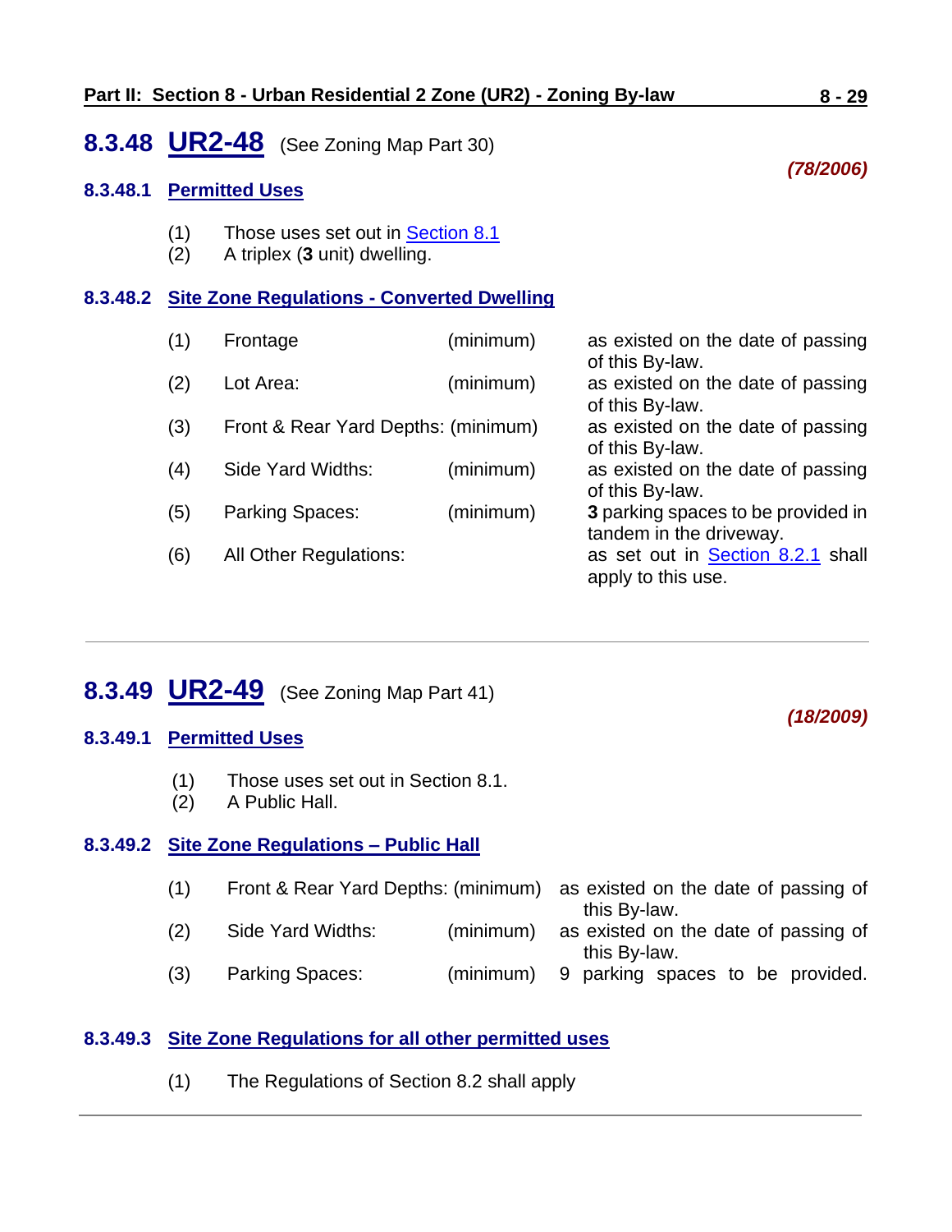## 8.3.48 UR2-48 (See Zoning Map Part 30)

***(78/2006)***

### 8.3.48.1 Permitted Uses

(1) Those uses set out in Section 8.1
(2) A triplex (**3** unit) dwelling.

### 8.3.48.2 Site Zone Regulations - Converted Dwelling

| | | | |
|---|---|---|---|
| (1) | Frontage | (minimum) | as existed on the date of passing of this By-law. |
| (2) | Lot Area: | (minimum) | as existed on the date of passing of this By-law. |
| (3) | Front & Rear Yard Depths: | (minimum) | as existed on the date of passing of this By-law. |
| (4) | Side Yard Widths: | (minimum) | as existed on the date of passing of this By-law. |
| (5) | Parking Spaces: | (minimum) | **3** parking spaces to be provided in tandem in the driveway. |
| (6) | All Other Regulations: | | as set out in Section 8.2.1 shall apply to this use. |

---

## 8.3.49 UR2-49 (See Zoning Map Part 41)

***(18/2009)***

### 8.3.49.1 Permitted Uses

(1) Those uses set out in Section 8.1.
(2) A Public Hall.

### 8.3.49.2 Site Zone Regulations – Public Hall

| | | | |
|---|---|---|---|
| (1) | Front & Rear Yard Depths: | (minimum) | as existed on the date of passing of this By-law. |
| (2) | Side Yard Widths: | (minimum) | as existed on the date of passing of this By-law. |
| (3) | Parking Spaces: | (minimum) | 9 parking spaces to be provided. |

### 8.3.49.3 Site Zone Regulations for all other permitted uses

(1) The Regulations of Section 8.2 shall apply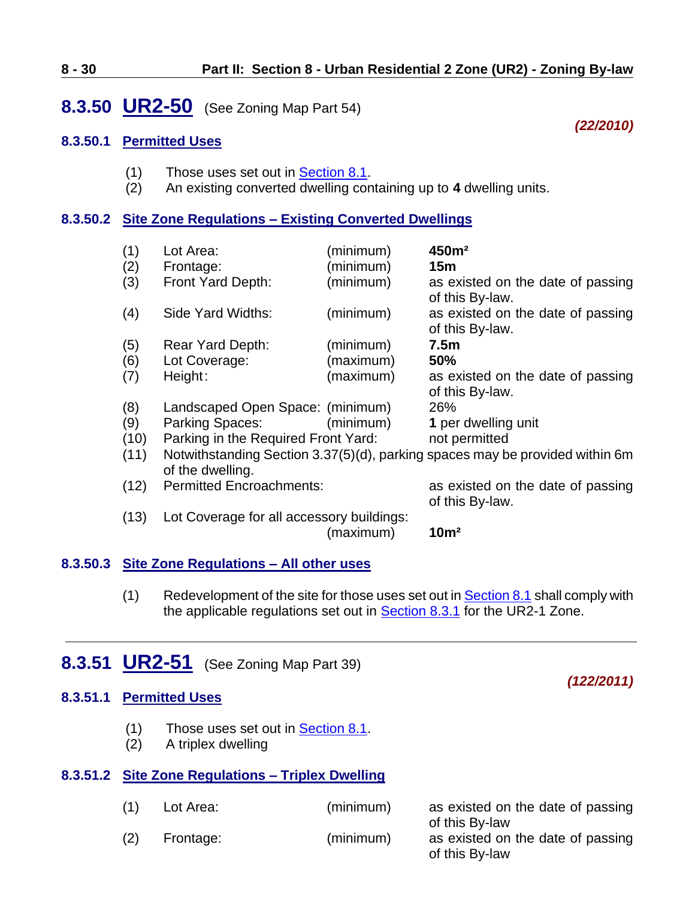## 8.3.50 UR2-50 (See Zoning Map Part 54)

***(22/2010)***

### 8.3.50.1 Permitted Uses

(1) Those uses set out in Section 8.1.
(2) An existing converted dwelling containing up to **4** dwelling units.

### 8.3.50.2 Site Zone Regulations – Existing Converted Dwellings

| | | | |
|---|---|---|---|
| (1) | Lot Area: | (minimum) | **450m²** |
| (2) | Frontage: | (minimum) | **15m** |
| (3) | Front Yard Depth: | (minimum) | as existed on the date of passing of this By-law. |
| (4) | Side Yard Widths: | (minimum) | as existed on the date of passing of this By-law. |
| (5) | Rear Yard Depth: | (minimum) | **7.5m** |
| (6) | Lot Coverage: | (maximum) | **50%** |
| (7) | Height: | (maximum) | as existed on the date of passing of this By-law. |
| (8) | Landscaped Open Space: | (minimum) | 26% |
| (9) | Parking Spaces: | (minimum) | **1** per dwelling unit |
| (10) | Parking in the Required Front Yard: | | not permitted |
| (11) | Notwithstanding Section 3.37(5)(d), parking spaces may be provided within 6m of the dwelling. | | |
| (12) | Permitted Encroachments: | | as existed on the date of passing of this By-law. |
| (13) | Lot Coverage for all accessory buildings: | (maximum) | **10m²** |

### 8.3.50.3 Site Zone Regulations – All other uses

(1) Redevelopment of the site for those uses set out in Section 8.1 shall comply with the applicable regulations set out in Section 8.3.1 for the UR2-1 Zone.

---

## 8.3.51 UR2-51 (See Zoning Map Part 39)

***(122/2011)***

### 8.3.51.1 Permitted Uses

(1) Those uses set out in Section 8.1.
(2) A triplex dwelling

### 8.3.51.2 Site Zone Regulations – Triplex Dwelling

| | | | |
|---|---|---|---|
| (1) | Lot Area: | (minimum) | as existed on the date of passing of this By-law |
| (2) | Frontage: | (minimum) | as existed on the date of passing of this By-law |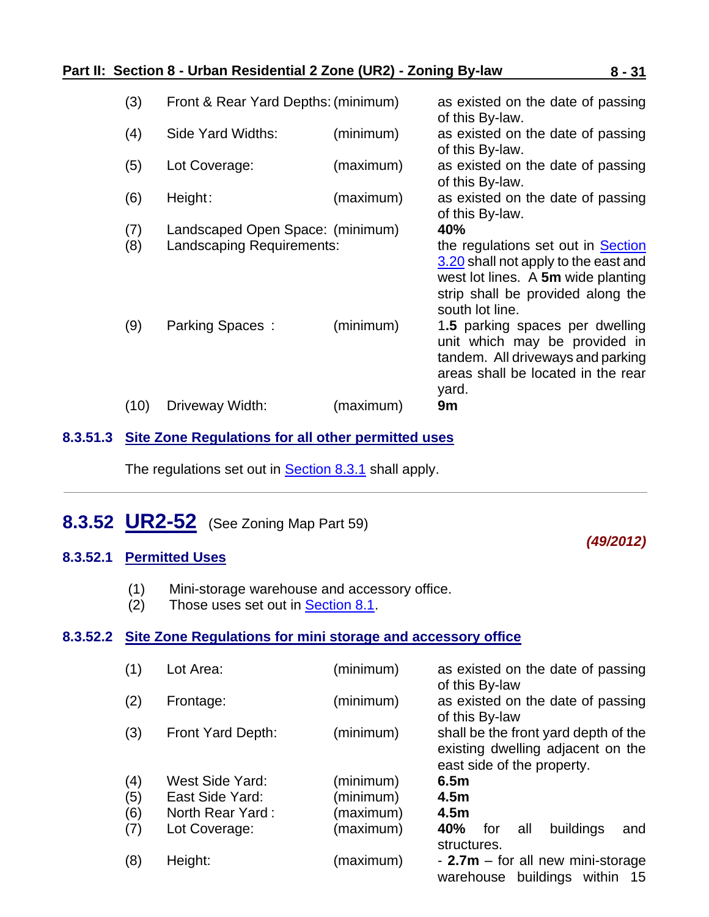| | | | |
|---|---|---|---|
| (3) | Front & Rear Yard Depths: | (minimum) | as existed on the date of passing of this By-law. |
| (4) | Side Yard Widths: | (minimum) | as existed on the date of passing of this By-law. |
| (5) | Lot Coverage: | (maximum) | as existed on the date of passing of this By-law. |
| (6) | Height: | (maximum) | as existed on the date of passing of this By-law. |
| (7) | Landscaped Open Space: | (minimum) | **40%** |
| (8) | Landscaping Requirements: | | the regulations set out in Section 3.20 shall not apply to the east and west lot lines. A **5m** wide planting strip shall be provided along the south lot line. |
| (9) | Parking Spaces : | (minimum) | 1**.5** parking spaces per dwelling unit which may be provided in tandem. All driveways and parking areas shall be located in the rear yard. |
| (10) | Driveway Width: | (maximum) | **9m** |

### 8.3.51.3 Site Zone Regulations for all other permitted uses

The regulations set out in Section 8.3.1 shall apply.

---

## 8.3.52 UR2-52 (See Zoning Map Part 59)

***(49/2012)***

### 8.3.52.1 Permitted Uses

(1) Mini-storage warehouse and accessory office.
(2) Those uses set out in Section 8.1.

### 8.3.52.2 Site Zone Regulations for mini storage and accessory office

| | | | |
|---|---|---|---|
| (1) | Lot Area: | (minimum) | as existed on the date of passing of this By-law |
| (2) | Frontage: | (minimum) | as existed on the date of passing of this By-law |
| (3) | Front Yard Depth: | (minimum) | shall be the front yard depth of the existing dwelling adjacent on the east side of the property. |
| (4) | West Side Yard: | (minimum) | **6.5m** |
| (5) | East Side Yard: | (minimum) | **4.5m** |
| (6) | North Rear Yard : | (maximum) | **4.5m** |
| (7) | Lot Coverage: | (maximum) | **40%** for all buildings and structures. |
| (8) | Height: | (maximum) | - **2.7m** – for all new mini-storage warehouse buildings within 15 |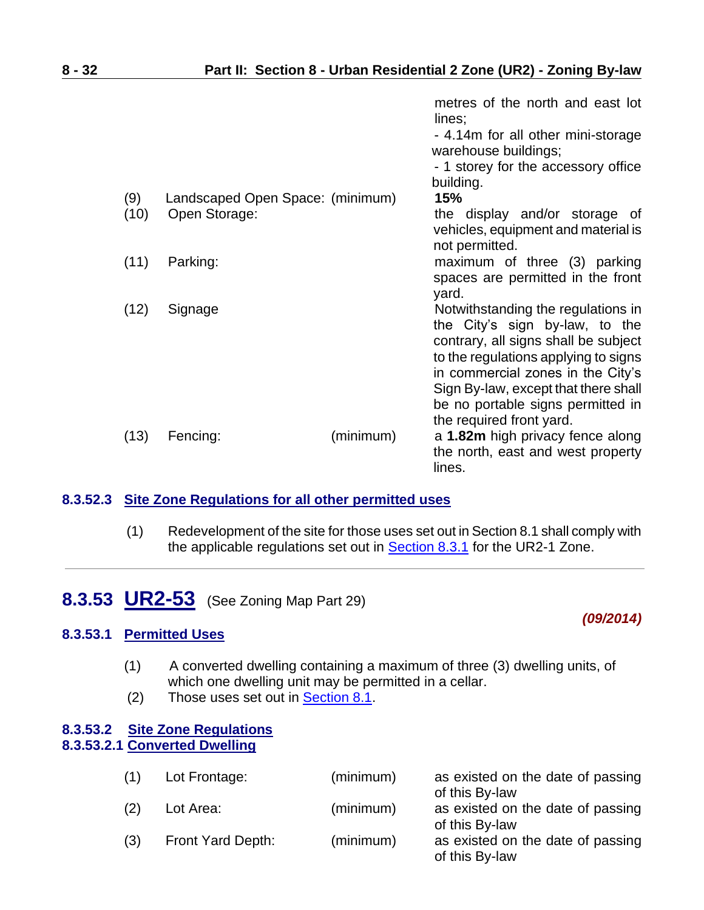| | | | |
|---|---|---|---|
| | | | metres of the north and east lot lines;<br>- 4.14m for all other mini-storage warehouse buildings;<br>- 1 storey for the accessory office building. |
| (9) | Landscaped Open Space: | (minimum) | **15%** |
| (10) | Open Storage: | | the display and/or storage of vehicles, equipment and material is not permitted. |
| (11) | Parking: | | maximum of three (3) parking spaces are permitted in the front yard. |
| (12) | Signage | | Notwithstanding the regulations in the City's sign by-law, to the contrary, all signs shall be subject to the regulations applying to signs in commercial zones in the City's Sign By-law, except that there shall be no portable signs permitted in the required front yard. |
| (13) | Fencing: | (minimum) | a **1.82m** high privacy fence along the north, east and west property lines. |

#### 8.3.52.3 Site Zone Regulations for all other permitted uses

(1) Redevelopment of the site for those uses set out in Section 8.1 shall comply with the applicable regulations set out in Section 8.3.1 for the UR2-1 Zone.

---

## 8.3.53 UR2-53 (See Zoning Map Part 29)

***(09/2014)***

#### 8.3.53.1 Permitted Uses

(1) A converted dwelling containing a maximum of three (3) dwelling units, of which one dwelling unit may be permitted in a cellar.

(2) Those uses set out in Section 8.1.

#### 8.3.53.2 Site Zone Regulations

#### 8.3.53.2.1 Converted Dwelling

| | | | |
|---|---|---|---|
| (1) | Lot Frontage: | (minimum) | as existed on the date of passing of this By-law |
| (2) | Lot Area: | (minimum) | as existed on the date of passing of this By-law |
| (3) | Front Yard Depth: | (minimum) | as existed on the date of passing of this By-law |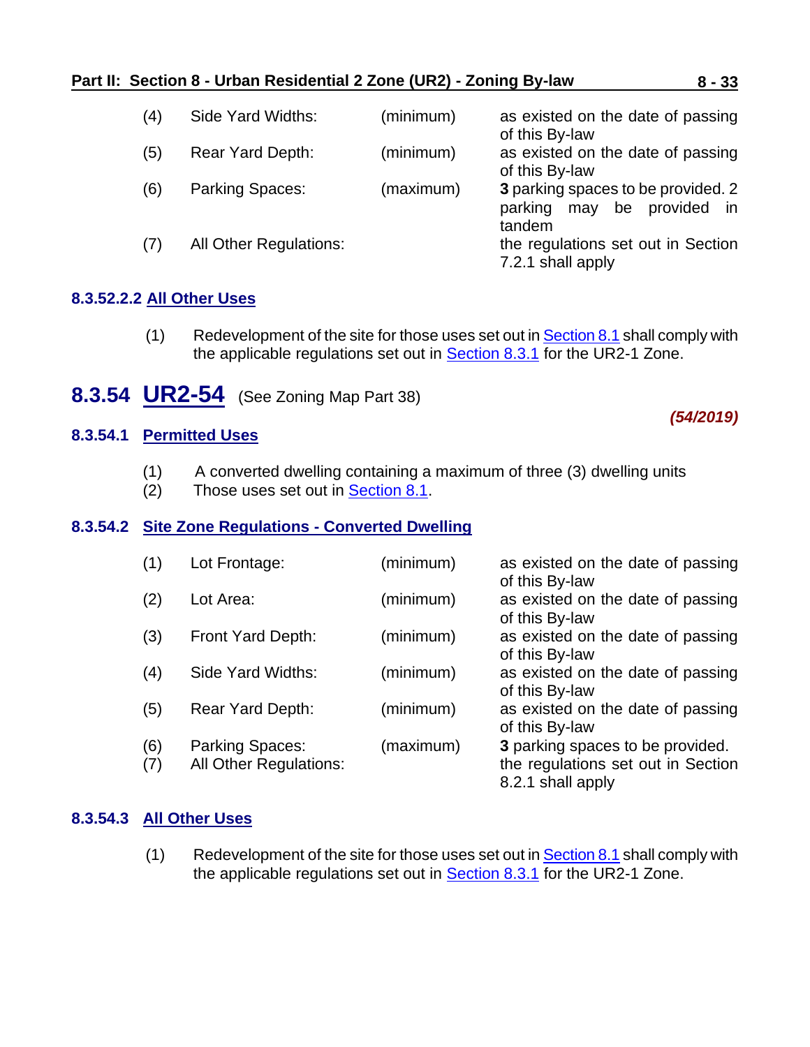| | | | |
|---|---|---|---|
| (4) | Side Yard Widths: | (minimum) | as existed on the date of passing of this By-law |
| (5) | Rear Yard Depth: | (minimum) | as existed on the date of passing of this By-law |
| (6) | Parking Spaces: | (maximum) | **3** parking spaces to be provided. 2 parking may be provided in tandem |
| (7) | All Other Regulations: | | the regulations set out in Section 7.2.1 shall apply |

#### 8.3.52.2.2 All Other Uses

(1) Redevelopment of the site for those uses set out in Section 8.1 shall comply with the applicable regulations set out in Section 8.3.1 for the UR2-1 Zone.

## 8.3.54 UR2-54 (See Zoning Map Part 38)

***(54/2019)***

### 8.3.54.1 Permitted Uses

(1) A converted dwelling containing a maximum of three (3) dwelling units
(2) Those uses set out in Section 8.1.

### 8.3.54.2 Site Zone Regulations - Converted Dwelling

| | | | |
|---|---|---|---|
| (1) | Lot Frontage: | (minimum) | as existed on the date of passing of this By-law |
| (2) | Lot Area: | (minimum) | as existed on the date of passing of this By-law |
| (3) | Front Yard Depth: | (minimum) | as existed on the date of passing of this By-law |
| (4) | Side Yard Widths: | (minimum) | as existed on the date of passing of this By-law |
| (5) | Rear Yard Depth: | (minimum) | as existed on the date of passing of this By-law |
| (6) | Parking Spaces: | (maximum) | **3** parking spaces to be provided. |
| (7) | All Other Regulations: | | the regulations set out in Section 8.2.1 shall apply |

### 8.3.54.3 All Other Uses

(1) Redevelopment of the site for those uses set out in Section 8.1 shall comply with the applicable regulations set out in Section 8.3.1 for the UR2-1 Zone.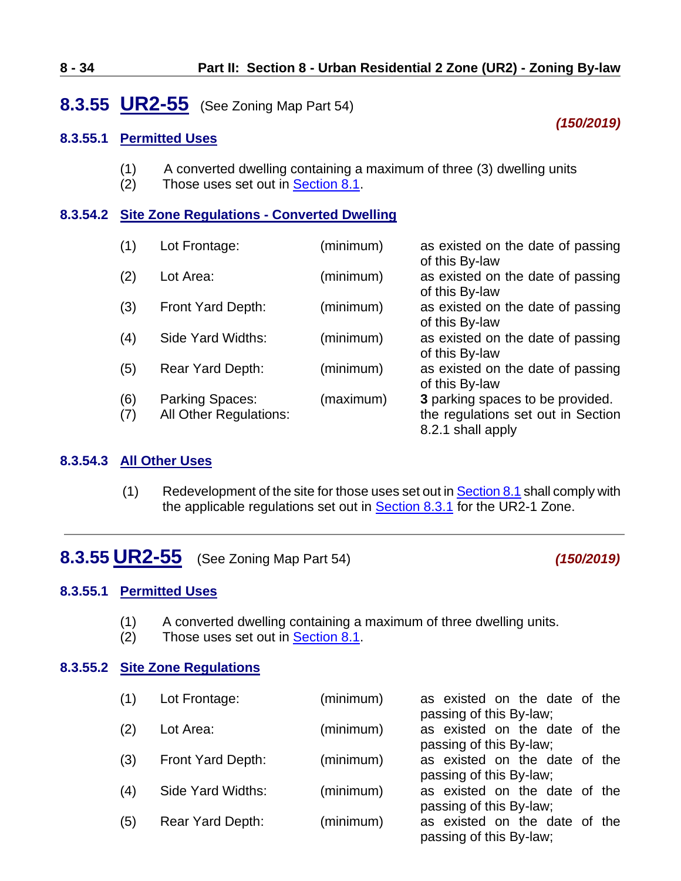## 8.3.55 UR2-55 (See Zoning Map Part 54)

*(150/2019)*

### 8.3.55.1 Permitted Uses

(1) A converted dwelling containing a maximum of three (3) dwelling units
(2) Those uses set out in Section 8.1.

### 8.3.54.2 Site Zone Regulations - Converted Dwelling

| | | | |
|---|---|---|---|
| (1) | Lot Frontage: | (minimum) | as existed on the date of passing of this By-law |
| (2) | Lot Area: | (minimum) | as existed on the date of passing of this By-law |
| (3) | Front Yard Depth: | (minimum) | as existed on the date of passing of this By-law |
| (4) | Side Yard Widths: | (minimum) | as existed on the date of passing of this By-law |
| (5) | Rear Yard Depth: | (minimum) | as existed on the date of passing of this By-law |
| (6) | Parking Spaces: | (maximum) | **3** parking spaces to be provided. |
| (7) | All Other Regulations: | | the regulations set out in Section 8.2.1 shall apply |

### 8.3.54.3 All Other Uses

(1) Redevelopment of the site for those uses set out in Section 8.1 shall comply with the applicable regulations set out in Section 8.3.1 for the UR2-1 Zone.

---

## 8.3.55 UR2-55 (See Zoning Map Part 54)

*(150/2019)*

### 8.3.55.1 Permitted Uses

(1) A converted dwelling containing a maximum of three dwelling units.
(2) Those uses set out in Section 8.1.

### 8.3.55.2 Site Zone Regulations

| | | | |
|---|---|---|---|
| (1) | Lot Frontage: | (minimum) | as existed on the date of the passing of this By-law; |
| (2) | Lot Area: | (minimum) | as existed on the date of the passing of this By-law; |
| (3) | Front Yard Depth: | (minimum) | as existed on the date of the passing of this By-law; |
| (4) | Side Yard Widths: | (minimum) | as existed on the date of the passing of this By-law; |
| (5) | Rear Yard Depth: | (minimum) | as existed on the date of the passing of this By-law; |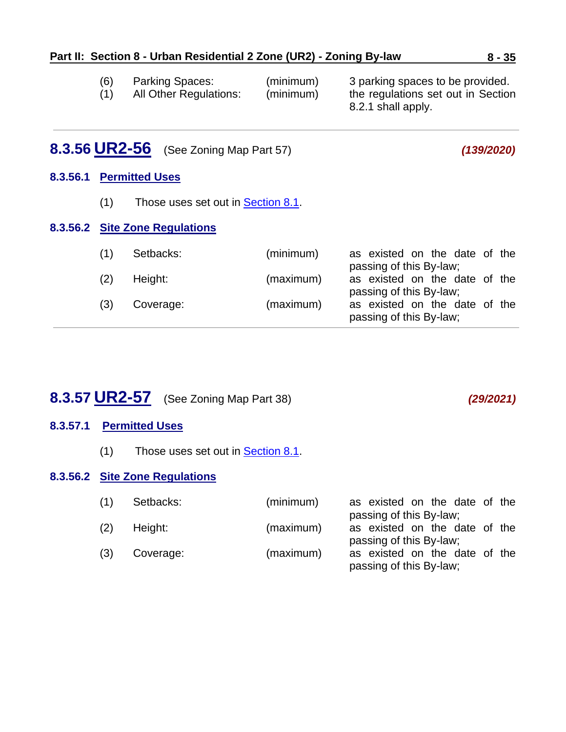| | | | |
|---|---|---|---|
| (6) | Parking Spaces: | (minimum) | 3 parking spaces to be provided. |
| (1) | All Other Regulations: | (minimum) | the regulations set out in Section 8.2.1 shall apply. |

## 8.3.56 UR2-56 (See Zoning Map Part 57) *(139/2020)*

### 8.3.56.1 Permitted Uses

(1) Those uses set out in Section 8.1.

### 8.3.56.2 Site Zone Regulations

| | | | |
|---|---|---|---|
| (1) | Setbacks: | (minimum) | as existed on the date of the passing of this By-law; |
| (2) | Height: | (maximum) | as existed on the date of the passing of this By-law; |
| (3) | Coverage: | (maximum) | as existed on the date of the passing of this By-law; |

## 8.3.57 UR2-57 (See Zoning Map Part 38) *(29/2021)*

### 8.3.57.1 Permitted Uses

(1) Those uses set out in Section 8.1.

### 8.3.56.2 Site Zone Regulations

| | | | |
|---|---|---|---|
| (1) | Setbacks: | (minimum) | as existed on the date of the passing of this By-law; |
| (2) | Height: | (maximum) | as existed on the date of the passing of this By-law; |
| (3) | Coverage: | (maximum) | as existed on the date of the passing of this By-law; |